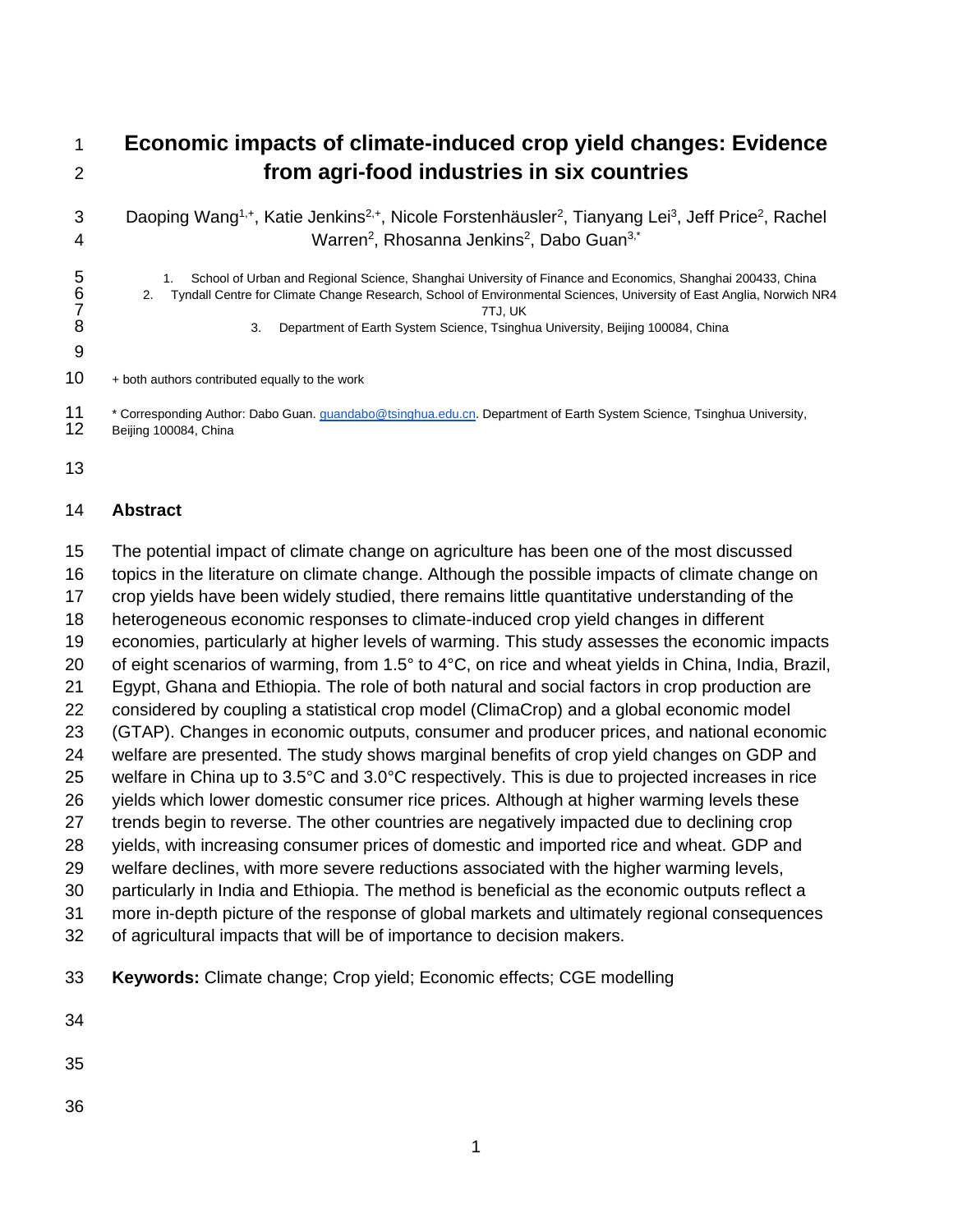# Economic impacts of climate-induced crop yield changes: Evidence from agri-food industries in six countries

Daoping Wang[1,+], Katie Jenkins[2,+], Nicole Forstenhäusler[2], Tianyang Lei[3], Jeff Price[2], Rachel Warren[2], Rhosanna Jenkins[2], Dabo Guan[3,*]

1. School of Urban and Regional Science, Shanghai University of Finance and Economics, Shanghai 200433, China
2. Tyndall Centre for Climate Change Research, School of Environmental Sciences, University of East Anglia, Norwich NR4 7TJ, UK
3. Department of Earth System Science, Tsinghua University, Beijing 100084, China

+ both authors contributed equally to the work

* Corresponding Author: Dabo Guan. guandabo@tsinghua.edu.cn. Department of Earth System Science, Tsinghua University, Beijing 100084, China

## Abstract

The potential impact of climate change on agriculture has been one of the most discussed topics in the literature on climate change. Although the possible impacts of climate change on crop yields have been widely studied, there remains little quantitative understanding of the heterogeneous economic responses to climate-induced crop yield changes in different economies, particularly at higher levels of warming. This study assesses the economic impacts of eight scenarios of warming, from 1.5° to 4°C, on rice and wheat yields in China, India, Brazil, Egypt, Ghana and Ethiopia. The role of both natural and social factors in crop production are considered by coupling a statistical crop model (ClimaCrop) and a global economic model (GTAP). Changes in economic outputs, consumer and producer prices, and national economic welfare are presented. The study shows marginal benefits of crop yield changes on GDP and welfare in China up to 3.5°C and 3.0°C respectively. This is due to projected increases in rice yields which lower domestic consumer rice prices. Although at higher warming levels these trends begin to reverse. The other countries are negatively impacted due to declining crop yields, with increasing consumer prices of domestic and imported rice and wheat. GDP and welfare declines, with more severe reductions associated with the higher warming levels, particularly in India and Ethiopia. The method is beneficial as the economic outputs reflect a more in-depth picture of the response of global markets and ultimately regional consequences of agricultural impacts that will be of importance to decision makers.

**Keywords:** Climate change; Crop yield; Economic effects; CGE modelling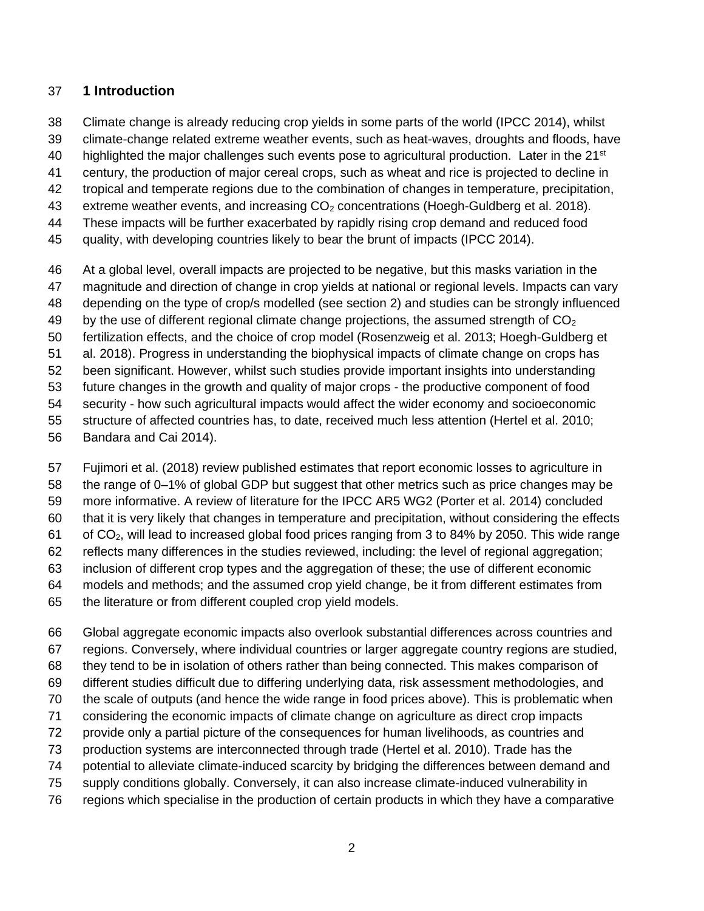# 1 Introduction

Climate change is already reducing crop yields in some parts of the world (IPCC 2014), whilst climate-change related extreme weather events, such as heat-waves, droughts and floods, have highlighted the major challenges such events pose to agricultural production. Later in the 21st century, the production of major cereal crops, such as wheat and rice is projected to decline in tropical and temperate regions due to the combination of changes in temperature, precipitation, extreme weather events, and increasing $CO_2$ concentrations (Hoegh-Guldberg et al. 2018). These impacts will be further exacerbated by rapidly rising crop demand and reduced food quality, with developing countries likely to bear the brunt of impacts (IPCC 2014).

At a global level, overall impacts are projected to be negative, but this masks variation in the magnitude and direction of change in crop yields at national or regional levels. Impacts can vary depending on the type of crop/s modelled (see section 2) and studies can be strongly influenced by the use of different regional climate change projections, the assumed strength of $CO_2$ fertilization effects, and the choice of crop model (Rosenzweig et al. 2013; Hoegh-Guldberg et al. 2018). Progress in understanding the biophysical impacts of climate change on crops has been significant. However, whilst such studies provide important insights into understanding future changes in the growth and quality of major crops - the productive component of food security - how such agricultural impacts would affect the wider economy and socioeconomic structure of affected countries has, to date, received much less attention (Hertel et al. 2010; Bandara and Cai 2014).

Fujimori et al. (2018) review published estimates that report economic losses to agriculture in the range of 0–1% of global GDP but suggest that other metrics such as price changes may be more informative. A review of literature for the IPCC AR5 WG2 (Porter et al. 2014) concluded that it is very likely that changes in temperature and precipitation, without considering the effects of $CO_2$, will lead to increased global food prices ranging from 3 to 84% by 2050. This wide range reflects many differences in the studies reviewed, including: the level of regional aggregation; inclusion of different crop types and the aggregation of these; the use of different economic models and methods; and the assumed crop yield change, be it from different estimates from the literature or from different coupled crop yield models.

Global aggregate economic impacts also overlook substantial differences across countries and regions. Conversely, where individual countries or larger aggregate country regions are studied, they tend to be in isolation of others rather than being connected. This makes comparison of different studies difficult due to differing underlying data, risk assessment methodologies, and the scale of outputs (and hence the wide range in food prices above). This is problematic when considering the economic impacts of climate change on agriculture as direct crop impacts provide only a partial picture of the consequences for human livelihoods, as countries and production systems are interconnected through trade (Hertel et al. 2010). Trade has the potential to alleviate climate-induced scarcity by bridging the differences between demand and supply conditions globally. Conversely, it can also increase climate-induced vulnerability in regions which specialise in the production of certain products in which they have a comparative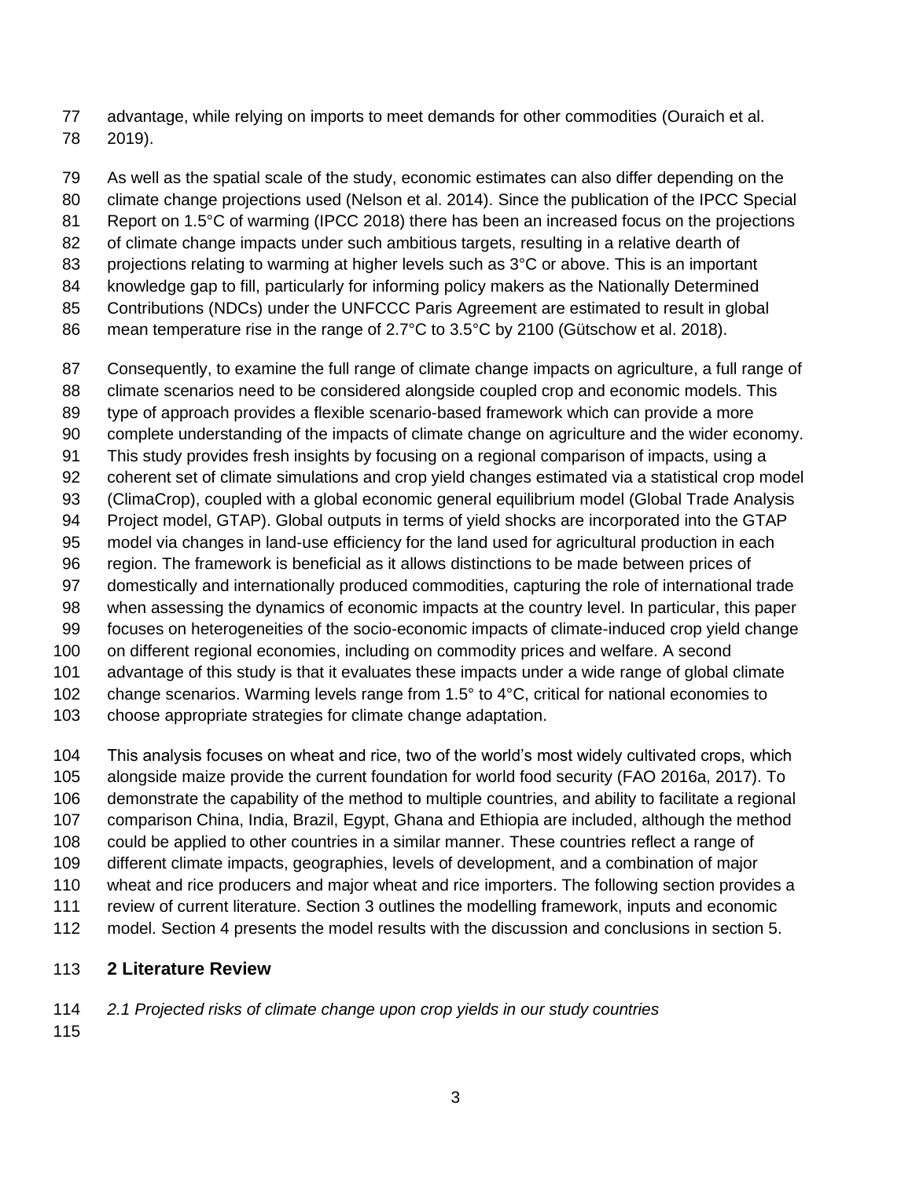advantage, while relying on imports to meet demands for other commodities (Ouraich et al. 2019).

As well as the spatial scale of the study, economic estimates can also differ depending on the climate change projections used (Nelson et al. 2014). Since the publication of the IPCC Special Report on 1.5°C of warming (IPCC 2018) there has been an increased focus on the projections of climate change impacts under such ambitious targets, resulting in a relative dearth of projections relating to warming at higher levels such as 3°C or above. This is an important knowledge gap to fill, particularly for informing policy makers as the Nationally Determined Contributions (NDCs) under the UNFCCC Paris Agreement are estimated to result in global mean temperature rise in the range of 2.7°C to 3.5°C by 2100 (Gütschow et al. 2018).

Consequently, to examine the full range of climate change impacts on agriculture, a full range of climate scenarios need to be considered alongside coupled crop and economic models. This type of approach provides a flexible scenario-based framework which can provide a more complete understanding of the impacts of climate change on agriculture and the wider economy. This study provides fresh insights by focusing on a regional comparison of impacts, using a coherent set of climate simulations and crop yield changes estimated via a statistical crop model (ClimaCrop), coupled with a global economic general equilibrium model (Global Trade Analysis Project model, GTAP). Global outputs in terms of yield shocks are incorporated into the GTAP model via changes in land-use efficiency for the land used for agricultural production in each region. The framework is beneficial as it allows distinctions to be made between prices of domestically and internationally produced commodities, capturing the role of international trade when assessing the dynamics of economic impacts at the country level. In particular, this paper focuses on heterogeneities of the socio-economic impacts of climate-induced crop yield change on different regional economies, including on commodity prices and welfare. A second advantage of this study is that it evaluates these impacts under a wide range of global climate change scenarios. Warming levels range from 1.5° to 4°C, critical for national economies to choose appropriate strategies for climate change adaptation.

This analysis focuses on wheat and rice, two of the world's most widely cultivated crops, which alongside maize provide the current foundation for world food security (FAO 2016a, 2017). To demonstrate the capability of the method to multiple countries, and ability to facilitate a regional comparison China, India, Brazil, Egypt, Ghana and Ethiopia are included, although the method could be applied to other countries in a similar manner. These countries reflect a range of different climate impacts, geographies, levels of development, and a combination of major wheat and rice producers and major wheat and rice importers. The following section provides a review of current literature. Section 3 outlines the modelling framework, inputs and economic model. Section 4 presents the model results with the discussion and conclusions in section 5.

## 2 Literature Review

### *2.1 Projected risks of climate change upon crop yields in our study countries*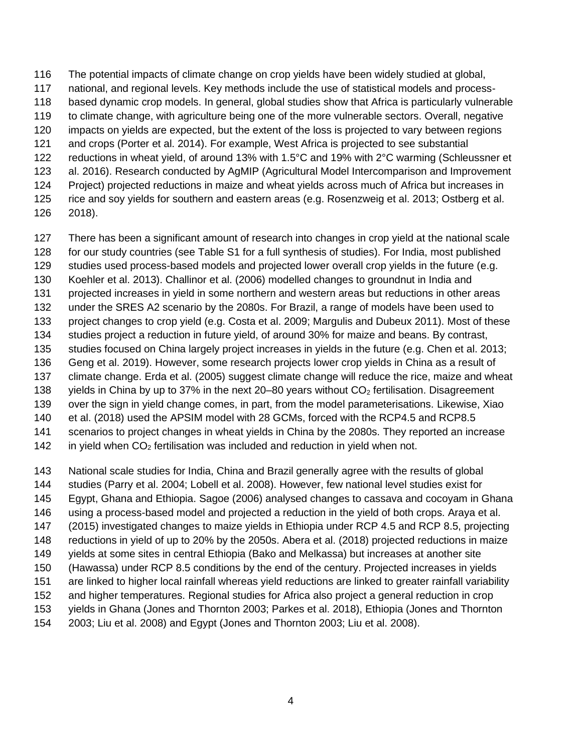The potential impacts of climate change on crop yields have been widely studied at global, national, and regional levels. Key methods include the use of statistical models and process-based dynamic crop models. In general, global studies show that Africa is particularly vulnerable to climate change, with agriculture being one of the more vulnerable sectors. Overall, negative impacts on yields are expected, but the extent of the loss is projected to vary between regions and crops (Porter et al. 2014). For example, West Africa is projected to see substantial reductions in wheat yield, of around 13% with 1.5°C and 19% with 2°C warming (Schleussner et al. 2016). Research conducted by AgMIP (Agricultural Model Intercomparison and Improvement Project) projected reductions in maize and wheat yields across much of Africa but increases in rice and soy yields for southern and eastern areas (e.g. Rosenzweig et al. 2013; Ostberg et al. 2018).

There has been a significant amount of research into changes in crop yield at the national scale for our study countries (see Table S1 for a full synthesis of studies). For India, most published studies used process-based models and projected lower overall crop yields in the future (e.g. Koehler et al. 2013). Challinor et al. (2006) modelled changes to groundnut in India and projected increases in yield in some northern and western areas but reductions in other areas under the SRES A2 scenario by the 2080s. For Brazil, a range of models have been used to project changes to crop yield (e.g. Costa et al. 2009; Margulis and Dubeux 2011). Most of these studies project a reduction in future yield, of around 30% for maize and beans. By contrast, studies focused on China largely project increases in yields in the future (e.g. Chen et al. 2013; Geng et al. 2019). However, some research projects lower crop yields in China as a result of climate change. Erda et al. (2005) suggest climate change will reduce the rice, maize and wheat yields in China by up to 37% in the next 20–80 years without $CO_2$ fertilisation. Disagreement over the sign in yield change comes, in part, from the model parameterisations. Likewise, Xiao et al. (2018) used the APSIM model with 28 GCMs, forced with the RCP4.5 and RCP8.5 scenarios to project changes in wheat yields in China by the 2080s. They reported an increase in yield when $CO_2$ fertilisation was included and reduction in yield when not.

National scale studies for India, China and Brazil generally agree with the results of global studies (Parry et al. 2004; Lobell et al. 2008). However, few national level studies exist for Egypt, Ghana and Ethiopia. Sagoe (2006) analysed changes to cassava and cocoyam in Ghana using a process-based model and projected a reduction in the yield of both crops. Araya et al. (2015) investigated changes to maize yields in Ethiopia under RCP 4.5 and RCP 8.5, projecting reductions in yield of up to 20% by the 2050s. Abera et al. (2018) projected reductions in maize yields at some sites in central Ethiopia (Bako and Melkassa) but increases at another site (Hawassa) under RCP 8.5 conditions by the end of the century. Projected increases in yields are linked to higher local rainfall whereas yield reductions are linked to greater rainfall variability and higher temperatures. Regional studies for Africa also project a general reduction in crop yields in Ghana (Jones and Thornton 2003; Parkes et al. 2018), Ethiopia (Jones and Thornton 2003; Liu et al. 2008) and Egypt (Jones and Thornton 2003; Liu et al. 2008).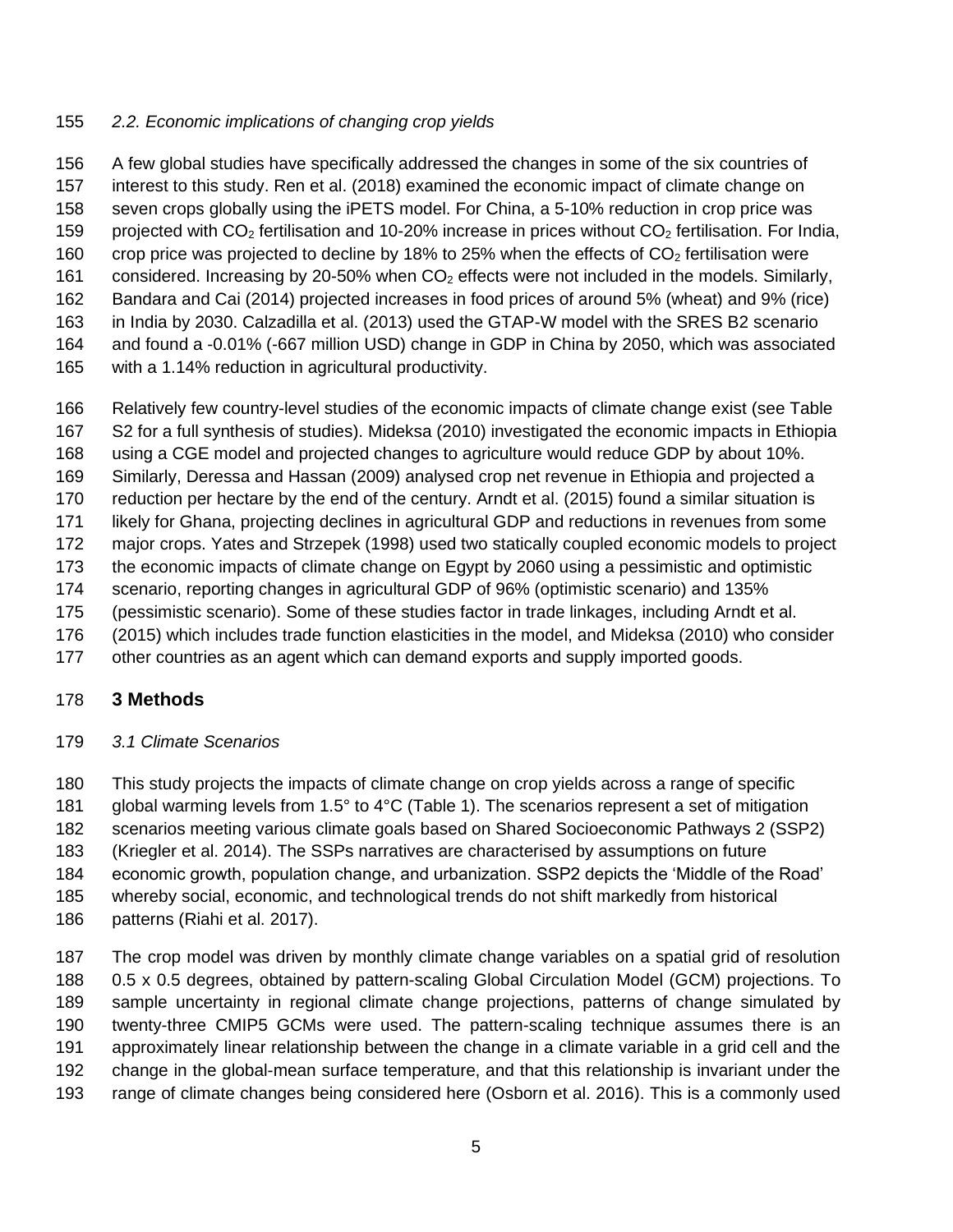### *2.2. Economic implications of changing crop yields*

A few global studies have specifically addressed the changes in some of the six countries of interest to this study. Ren et al. (2018) examined the economic impact of climate change on seven crops globally using the iPETS model. For China, a 5-10% reduction in crop price was projected with $CO_2$ fertilisation and 10-20% increase in prices without $CO_2$ fertilisation. For India, crop price was projected to decline by 18% to 25% when the effects of $CO_2$ fertilisation were considered. Increasing by 20-50% when $CO_2$ effects were not included in the models. Similarly, Bandara and Cai (2014) projected increases in food prices of around 5% (wheat) and 9% (rice) in India by 2030. Calzadilla et al. (2013) used the GTAP-W model with the SRES B2 scenario and found a -0.01% (-667 million USD) change in GDP in China by 2050, which was associated with a 1.14% reduction in agricultural productivity.

Relatively few country-level studies of the economic impacts of climate change exist (see Table S2 for a full synthesis of studies). Mideksa (2010) investigated the economic impacts in Ethiopia using a CGE model and projected changes to agriculture would reduce GDP by about 10%. Similarly, Deressa and Hassan (2009) analysed crop net revenue in Ethiopia and projected a reduction per hectare by the end of the century. Arndt et al. (2015) found a similar situation is likely for Ghana, projecting declines in agricultural GDP and reductions in revenues from some major crops. Yates and Strzepek (1998) used two statically coupled economic models to project the economic impacts of climate change on Egypt by 2060 using a pessimistic and optimistic scenario, reporting changes in agricultural GDP of 96% (optimistic scenario) and 135% (pessimistic scenario). Some of these studies factor in trade linkages, including Arndt et al. (2015) which includes trade function elasticities in the model, and Mideksa (2010) who consider other countries as an agent which can demand exports and supply imported goods.

## 3 Methods

### *3.1 Climate Scenarios*

This study projects the impacts of climate change on crop yields across a range of specific global warming levels from 1.5° to 4°C (Table 1). The scenarios represent a set of mitigation scenarios meeting various climate goals based on Shared Socioeconomic Pathways 2 (SSP2) (Kriegler et al. 2014). The SSPs narratives are characterised by assumptions on future economic growth, population change, and urbanization. SSP2 depicts the 'Middle of the Road' whereby social, economic, and technological trends do not shift markedly from historical patterns (Riahi et al. 2017).

The crop model was driven by monthly climate change variables on a spatial grid of resolution 0.5 x 0.5 degrees, obtained by pattern-scaling Global Circulation Model (GCM) projections. To sample uncertainty in regional climate change projections, patterns of change simulated by twenty-three CMIP5 GCMs were used. The pattern-scaling technique assumes there is an approximately linear relationship between the change in a climate variable in a grid cell and the change in the global-mean surface temperature, and that this relationship is invariant under the range of climate changes being considered here (Osborn et al. 2016). This is a commonly used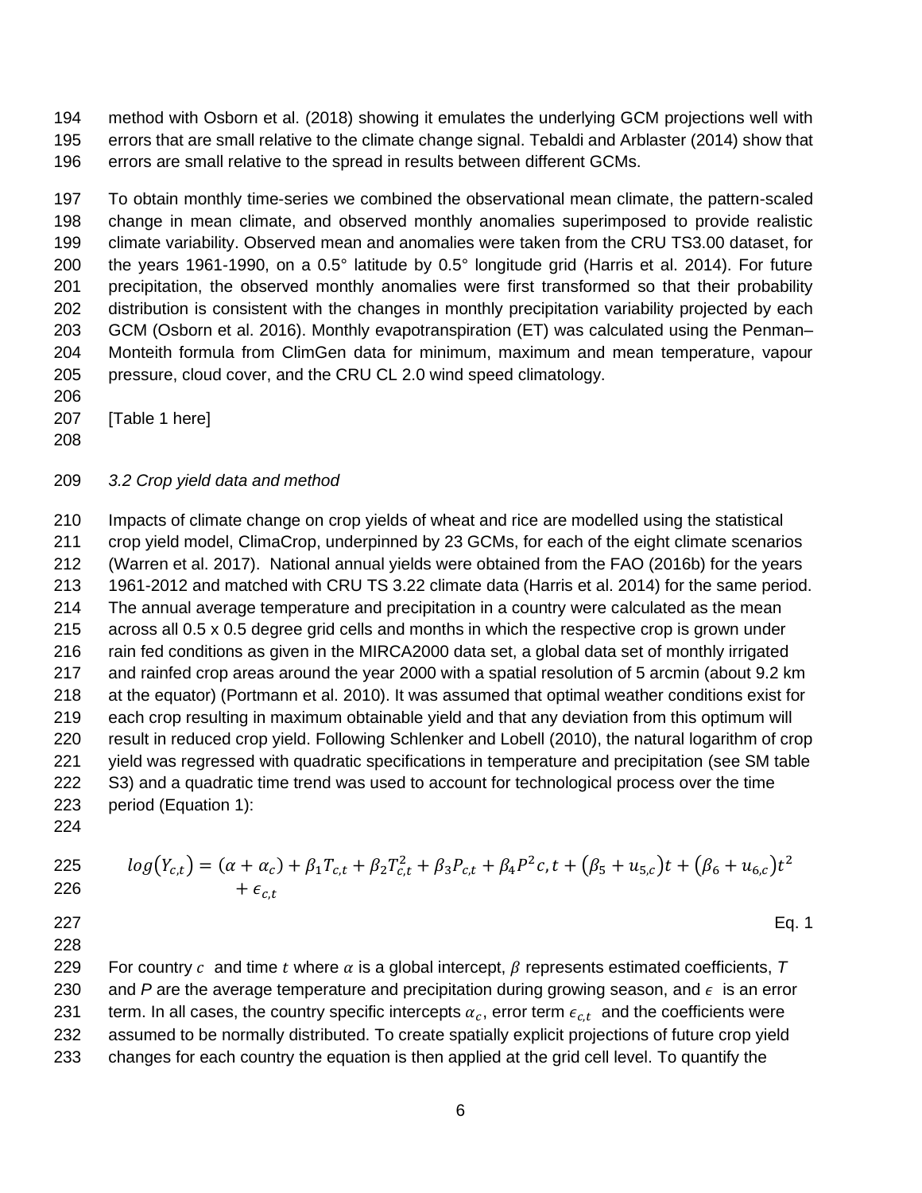method with Osborn et al. (2018) showing it emulates the underlying GCM projections well with errors that are small relative to the climate change signal. Tebaldi and Arblaster (2014) show that errors are small relative to the spread in results between different GCMs.

To obtain monthly time-series we combined the observational mean climate, the pattern-scaled change in mean climate, and observed monthly anomalies superimposed to provide realistic climate variability. Observed mean and anomalies were taken from the CRU TS3.00 dataset, for the years 1961-1990, on a 0.5° latitude by 0.5° longitude grid (Harris et al. 2014). For future precipitation, the observed monthly anomalies were first transformed so that their probability distribution is consistent with the changes in monthly precipitation variability projected by each GCM (Osborn et al. 2016). Monthly evapotranspiration (ET) was calculated using the Penman–Monteith formula from ClimGen data for minimum, maximum and mean temperature, vapour pressure, cloud cover, and the CRU CL 2.0 wind speed climatology.

[Table 1 here]

*3.2 Crop yield data and method*

Impacts of climate change on crop yields of wheat and rice are modelled using the statistical crop yield model, ClimaCrop, underpinned by 23 GCMs, for each of the eight climate scenarios (Warren et al. 2017). National annual yields were obtained from the FAO (2016b) for the years 1961-2012 and matched with CRU TS 3.22 climate data (Harris et al. 2014) for the same period. The annual average temperature and precipitation in a country were calculated as the mean across all 0.5 x 0.5 degree grid cells and months in which the respective crop is grown under rain fed conditions as given in the MIRCA2000 data set, a global data set of monthly irrigated and rainfed crop areas around the year 2000 with a spatial resolution of 5 arcmin (about 9.2 km at the equator) (Portmann et al. 2010). It was assumed that optimal weather conditions exist for each crop resulting in maximum obtainable yield and that any deviation from this optimum will result in reduced crop yield. Following Schlenker and Lobell (2010), the natural logarithm of crop yield was regressed with quadratic specifications in temperature and precipitation (see SM table S3) and a quadratic time trend was used to account for technological process over the time period (Equation 1):

$$log(Y_{c,t}) = (\alpha + \alpha_c) + \beta_1 T_{c,t} + \beta_2 T_{c,t}^2 + \beta_3 P_{c,t} + \beta_4 P^2 c,t + (\beta_5 + u_{5,c})t + (\beta_6 + u_{6,c})t^2 + \epsilon_{c,t} \quad \text{Eq. 1}$$

For country $c$ and time $t$ where $\alpha$ is a global intercept, $\beta$ represents estimated coefficients, *T* and *P* are the average temperature and precipitation during growing season, and $\epsilon$ is an error term. In all cases, the country specific intercepts $\alpha_c$, error term $\epsilon_{c,t}$ and the coefficients were assumed to be normally distributed. To create spatially explicit projections of future crop yield changes for each country the equation is then applied at the grid cell level. To quantify the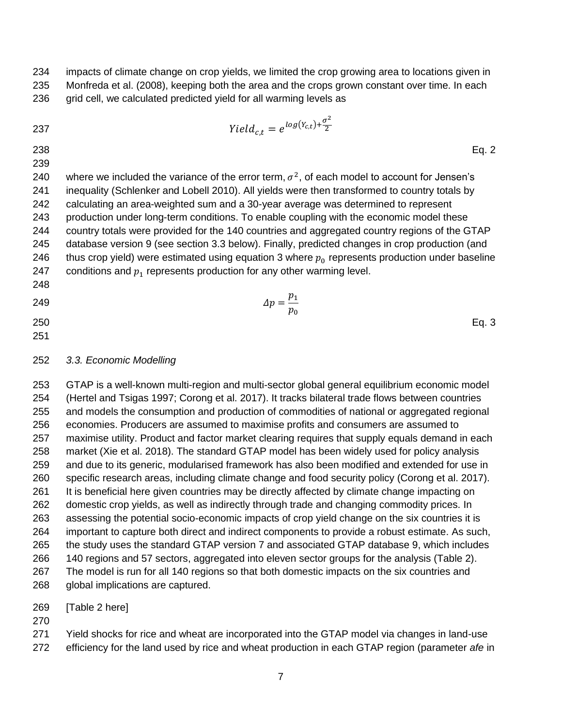impacts of climate change on crop yields, we limited the crop growing area to locations given in Monfreda et al. (2008), keeping both the area and the crops grown constant over time. In each grid cell, we calculated predicted yield for all warming levels as

$$Yield_{c,t} = e^{log(Y_{c,t})+\frac{\sigma^2}{2}} \quad \text{Eq. 2}$$

where we included the variance of the error term, $\sigma^2$, of each model to account for Jensen's inequality (Schlenker and Lobell 2010). All yields were then transformed to country totals by calculating an area-weighted sum and a 30-year average was determined to represent production under long-term conditions. To enable coupling with the economic model these country totals were provided for the 140 countries and aggregated country regions of the GTAP database version 9 (see section 3.3 below). Finally, predicted changes in crop production (and thus crop yield) were estimated using equation 3 where $p_0$ represents production under baseline conditions and $p_1$ represents production for any other warming level.

$$\Delta p = \frac{p_1}{p_0} \quad \text{Eq. 3}$$

### *3.3. Economic Modelling*

GTAP is a well-known multi-region and multi-sector global general equilibrium economic model (Hertel and Tsigas 1997; Corong et al. 2017). It tracks bilateral trade flows between countries and models the consumption and production of commodities of national or aggregated regional economies. Producers are assumed to maximise profits and consumers are assumed to maximise utility. Product and factor market clearing requires that supply equals demand in each market (Xie et al. 2018). The standard GTAP model has been widely used for policy analysis and due to its generic, modularised framework has also been modified and extended for use in specific research areas, including climate change and food security policy (Corong et al. 2017). It is beneficial here given countries may be directly affected by climate change impacting on domestic crop yields, as well as indirectly through trade and changing commodity prices. In assessing the potential socio-economic impacts of crop yield change on the six countries it is important to capture both direct and indirect components to provide a robust estimate. As such, the study uses the standard GTAP version 7 and associated GTAP database 9, which includes 140 regions and 57 sectors, aggregated into eleven sector groups for the analysis (Table 2). The model is run for all 140 regions so that both domestic impacts on the six countries and global implications are captured.

[Table 2 here]

Yield shocks for rice and wheat are incorporated into the GTAP model via changes in land-use efficiency for the land used by rice and wheat production in each GTAP region (parameter *afe* in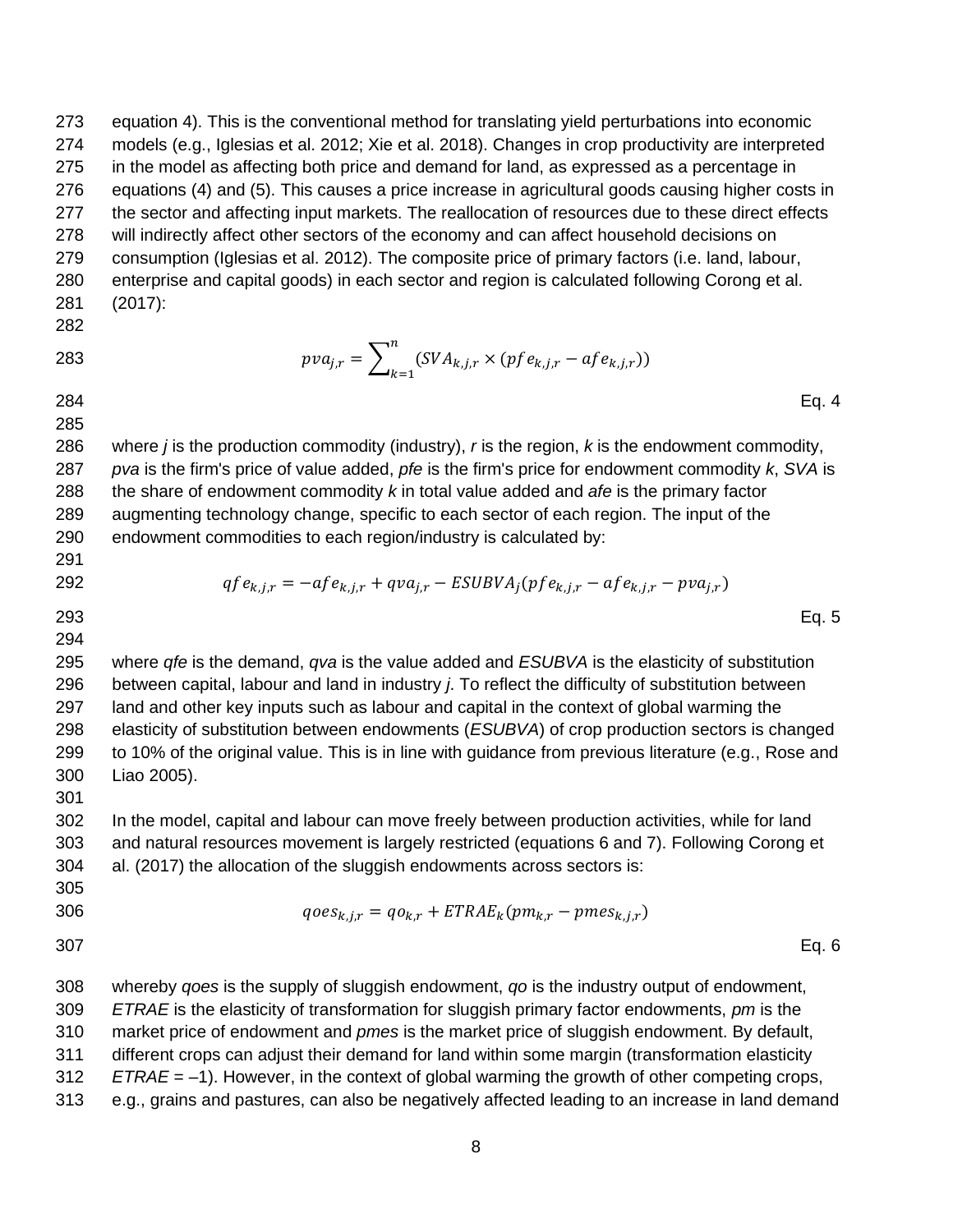equation 4). This is the conventional method for translating yield perturbations into economic models (e.g., Iglesias et al. 2012; Xie et al. 2018). Changes in crop productivity are interpreted in the model as affecting both price and demand for land, as expressed as a percentage in equations (4) and (5). This causes a price increase in agricultural goods causing higher costs in the sector and affecting input markets. The reallocation of resources due to these direct effects will indirectly affect other sectors of the economy and can affect household decisions on consumption (Iglesias et al. 2012). The composite price of primary factors (i.e. land, labour, enterprise and capital goods) in each sector and region is calculated following Corong et al. (2017):

$$pva_{j,r} = \sum_{k=1}^{n} (SVA_{k,j,r} \times (pfe_{k,j,r} - afe_{k,j,r})) \qquad \text{Eq. 4}$$

where *j* is the production commodity (industry), *r* is the region, *k* is the endowment commodity, *pva* is the firm's price of value added, *pfe* is the firm's price for endowment commodity *k*, *SVA* is the share of endowment commodity *k* in total value added and *afe* is the primary factor augmenting technology change, specific to each sector of each region. The input of the endowment commodities to each region/industry is calculated by:

$$qfe_{k,j,r} = -afe_{k,j,r} + qva_{j,r} - ESUBVA_j(pfe_{k,j,r} - afe_{k,j,r} - pva_{j,r}) \qquad \text{Eq. 5}$$

where *qfe* is the demand, *qva* is the value added and *ESUBVA* is the elasticity of substitution between capital, labour and land in industry *j*. To reflect the difficulty of substitution between land and other key inputs such as labour and capital in the context of global warming the elasticity of substitution between endowments (*ESUBVA*) of crop production sectors is changed to 10% of the original value. This is in line with guidance from previous literature (e.g., Rose and Liao 2005).

In the model, capital and labour can move freely between production activities, while for land and natural resources movement is largely restricted (equations 6 and 7). Following Corong et al. (2017) the allocation of the sluggish endowments across sectors is:

$$qoes_{k,j,r} = qo_{k,r} + ETRAE_k(pm_{k,r} - pmes_{k,j,r}) \qquad \text{Eq. 6}$$

whereby *qoes* is the supply of sluggish endowment, *qo* is the industry output of endowment, *ETRAE* is the elasticity of transformation for sluggish primary factor endowments, *pm* is the market price of endowment and *pmes* is the market price of sluggish endowment. By default, different crops can adjust their demand for land within some margin (transformation elasticity *ETRAE* = –1). However, in the context of global warming the growth of other competing crops, e.g., grains and pastures, can also be negatively affected leading to an increase in land demand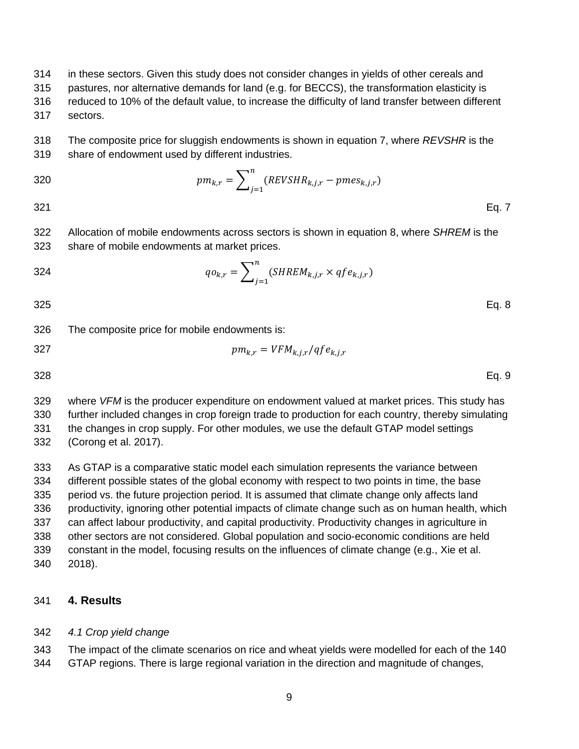in these sectors. Given this study does not consider changes in yields of other cereals and pastures, nor alternative demands for land (e.g. for BECCS), the transformation elasticity is reduced to 10% of the default value, to increase the difficulty of land transfer between different sectors.

The composite price for sluggish endowments is shown in equation 7, where *REVSHR* is the share of endowment used by different industries.

$$pm_{k,r} = \sum_{j=1}^{n} (REVSHR_{k,j,r} - pmes_{k,j,r})$$

Eq. 7

Allocation of mobile endowments across sectors is shown in equation 8, where *SHREM* is the share of mobile endowments at market prices.

$$qo_{k,r} = \sum_{j=1}^{n} (SHREM_{k,j,r} \times qfe_{k,j,r})$$

Eq. 8

The composite price for mobile endowments is:

$$pm_{k,r} = VFM_{k,j,r} / qfe_{k,j,r}$$

Eq. 9

where *VFM* is the producer expenditure on endowment valued at market prices. This study has further included changes in crop foreign trade to production for each country, thereby simulating the changes in crop supply. For other modules, we use the default GTAP model settings (Corong et al. 2017).

As GTAP is a comparative static model each simulation represents the variance between different possible states of the global economy with respect to two points in time, the base period vs. the future projection period. It is assumed that climate change only affects land productivity, ignoring other potential impacts of climate change such as on human health, which can affect labour productivity, and capital productivity. Productivity changes in agriculture in other sectors are not considered. Global population and socio-economic conditions are held constant in the model, focusing results on the influences of climate change (e.g., Xie et al. 2018).

## 4. Results

*4.1 Crop yield change*

The impact of the climate scenarios on rice and wheat yields were modelled for each of the 140 GTAP regions. There is large regional variation in the direction and magnitude of changes,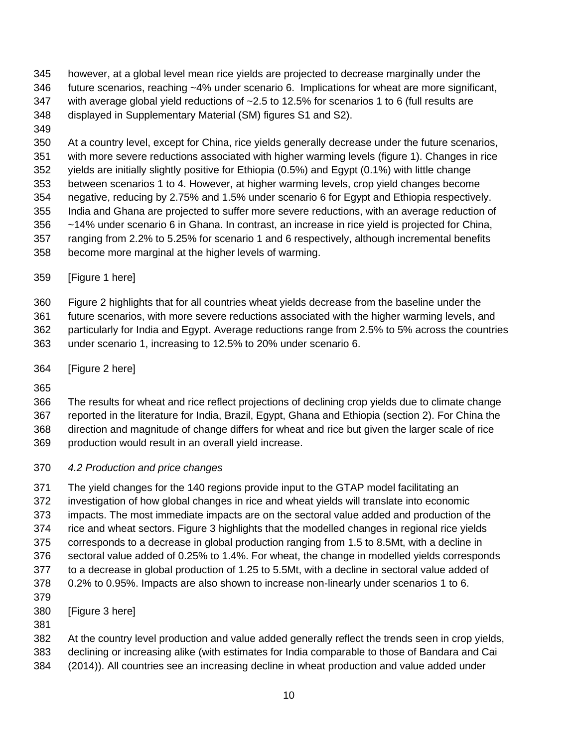however, at a global level mean rice yields are projected to decrease marginally under the future scenarios, reaching ~4% under scenario 6. Implications for wheat are more significant, with average global yield reductions of ~2.5 to 12.5% for scenarios 1 to 6 (full results are displayed in Supplementary Material (SM) figures S1 and S2).

At a country level, except for China, rice yields generally decrease under the future scenarios, with more severe reductions associated with higher warming levels (figure 1). Changes in rice yields are initially slightly positive for Ethiopia (0.5%) and Egypt (0.1%) with little change between scenarios 1 to 4. However, at higher warming levels, crop yield changes become negative, reducing by 2.75% and 1.5% under scenario 6 for Egypt and Ethiopia respectively. India and Ghana are projected to suffer more severe reductions, with an average reduction of ~14% under scenario 6 in Ghana. In contrast, an increase in rice yield is projected for China, ranging from 2.2% to 5.25% for scenario 1 and 6 respectively, although incremental benefits become more marginal at the higher levels of warming.

[Figure 1 here]

Figure 2 highlights that for all countries wheat yields decrease from the baseline under the future scenarios, with more severe reductions associated with the higher warming levels, and particularly for India and Egypt. Average reductions range from 2.5% to 5% across the countries under scenario 1, increasing to 12.5% to 20% under scenario 6.

[Figure 2 here]

The results for wheat and rice reflect projections of declining crop yields due to climate change reported in the literature for India, Brazil, Egypt, Ghana and Ethiopia (section 2). For China the direction and magnitude of change differs for wheat and rice but given the larger scale of rice production would result in an overall yield increase.

*4.2 Production and price changes*

The yield changes for the 140 regions provide input to the GTAP model facilitating an investigation of how global changes in rice and wheat yields will translate into economic impacts. The most immediate impacts are on the sectoral value added and production of the rice and wheat sectors. Figure 3 highlights that the modelled changes in regional rice yields corresponds to a decrease in global production ranging from 1.5 to 8.5Mt, with a decline in sectoral value added of 0.25% to 1.4%. For wheat, the change in modelled yields corresponds to a decrease in global production of 1.25 to 5.5Mt, with a decline in sectoral value added of 0.2% to 0.95%. Impacts are also shown to increase non-linearly under scenarios 1 to 6.

[Figure 3 here]

At the country level production and value added generally reflect the trends seen in crop yields, declining or increasing alike (with estimates for India comparable to those of Bandara and Cai (2014)). All countries see an increasing decline in wheat production and value added under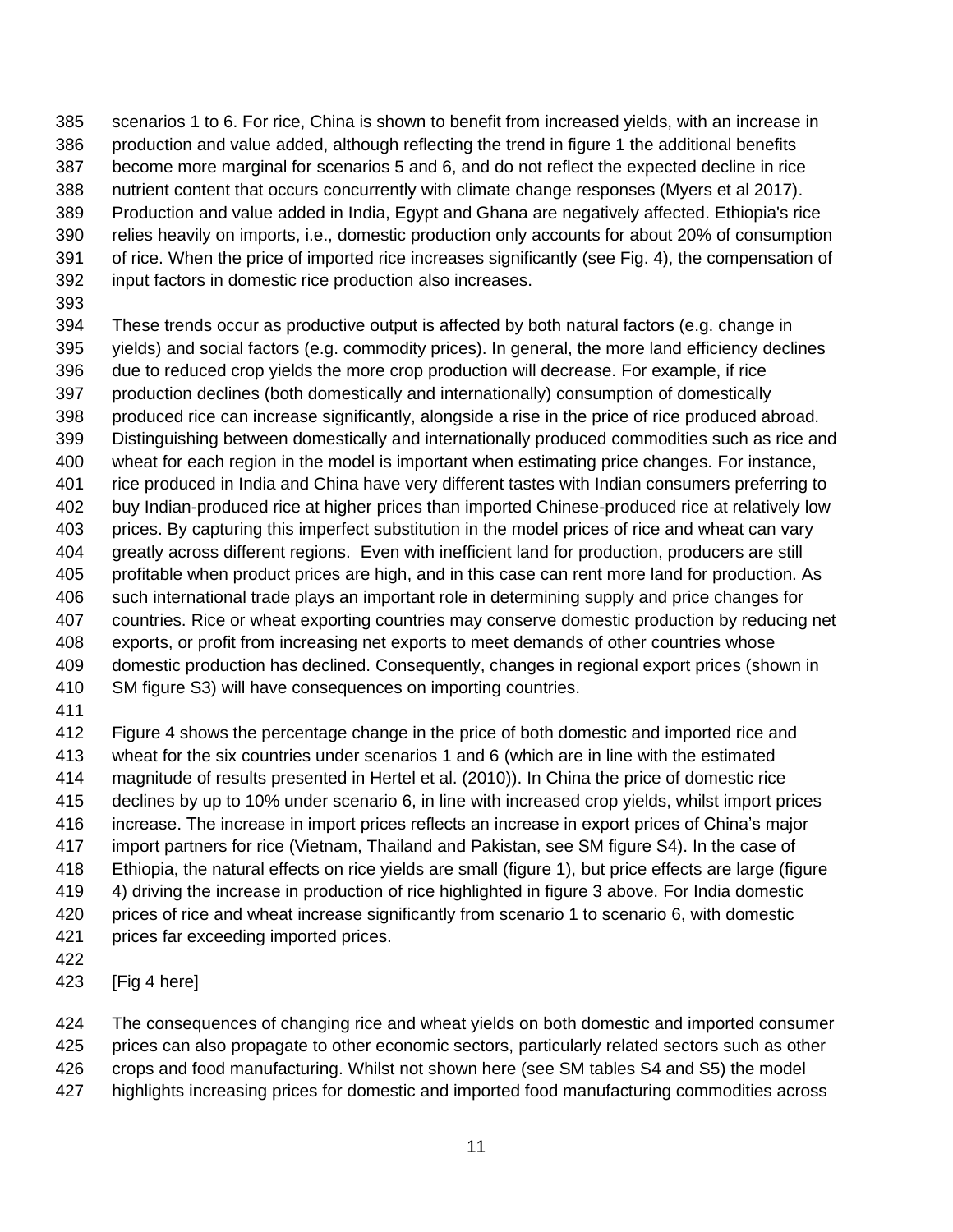scenarios 1 to 6. For rice, China is shown to benefit from increased yields, with an increase in production and value added, although reflecting the trend in figure 1 the additional benefits become more marginal for scenarios 5 and 6, and do not reflect the expected decline in rice nutrient content that occurs concurrently with climate change responses (Myers et al 2017). Production and value added in India, Egypt and Ghana are negatively affected. Ethiopia's rice relies heavily on imports, i.e., domestic production only accounts for about 20% of consumption of rice. When the price of imported rice increases significantly (see Fig. 4), the compensation of input factors in domestic rice production also increases.

These trends occur as productive output is affected by both natural factors (e.g. change in yields) and social factors (e.g. commodity prices). In general, the more land efficiency declines due to reduced crop yields the more crop production will decrease. For example, if rice production declines (both domestically and internationally) consumption of domestically produced rice can increase significantly, alongside a rise in the price of rice produced abroad. Distinguishing between domestically and internationally produced commodities such as rice and wheat for each region in the model is important when estimating price changes. For instance, rice produced in India and China have very different tastes with Indian consumers preferring to buy Indian-produced rice at higher prices than imported Chinese-produced rice at relatively low prices. By capturing this imperfect substitution in the model prices of rice and wheat can vary greatly across different regions. Even with inefficient land for production, producers are still profitable when product prices are high, and in this case can rent more land for production. As such international trade plays an important role in determining supply and price changes for countries. Rice or wheat exporting countries may conserve domestic production by reducing net exports, or profit from increasing net exports to meet demands of other countries whose domestic production has declined. Consequently, changes in regional export prices (shown in SM figure S3) will have consequences on importing countries.

Figure 4 shows the percentage change in the price of both domestic and imported rice and wheat for the six countries under scenarios 1 and 6 (which are in line with the estimated magnitude of results presented in Hertel et al. (2010)). In China the price of domestic rice declines by up to 10% under scenario 6, in line with increased crop yields, whilst import prices increase. The increase in import prices reflects an increase in export prices of China's major import partners for rice (Vietnam, Thailand and Pakistan, see SM figure S4). In the case of Ethiopia, the natural effects on rice yields are small (figure 1), but price effects are large (figure 4) driving the increase in production of rice highlighted in figure 3 above. For India domestic prices of rice and wheat increase significantly from scenario 1 to scenario 6, with domestic prices far exceeding imported prices.

[Fig 4 here]

The consequences of changing rice and wheat yields on both domestic and imported consumer prices can also propagate to other economic sectors, particularly related sectors such as other crops and food manufacturing. Whilst not shown here (see SM tables S4 and S5) the model highlights increasing prices for domestic and imported food manufacturing commodities across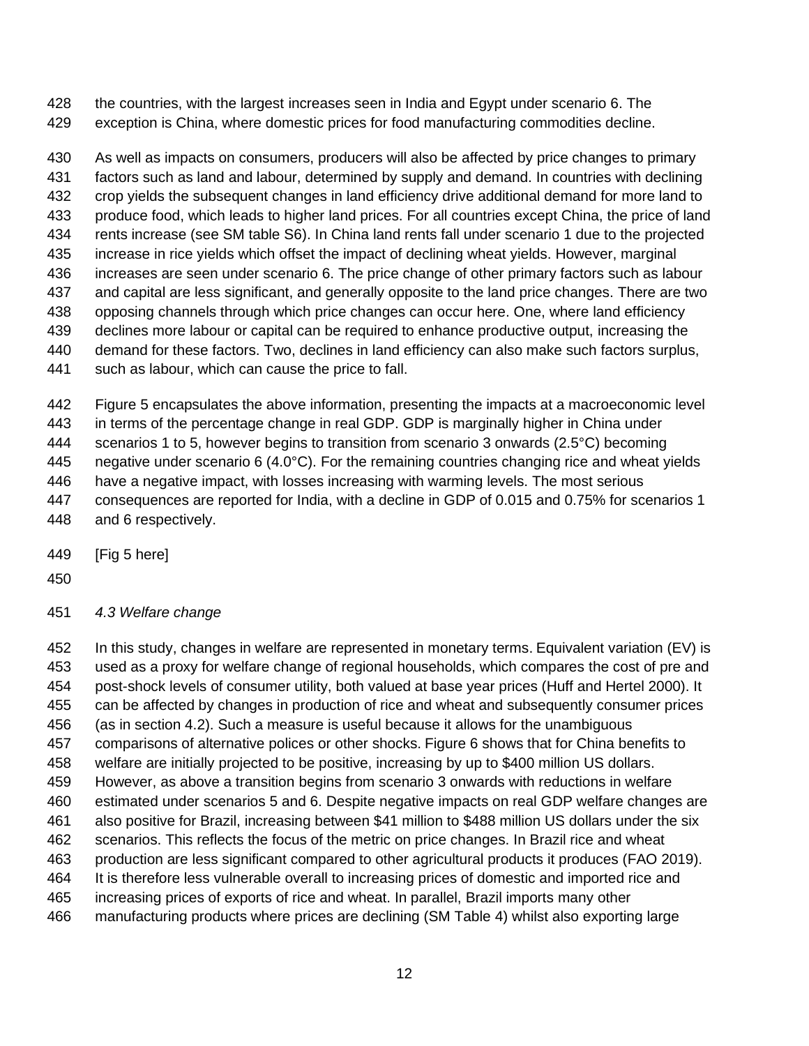the countries, with the largest increases seen in India and Egypt under scenario 6. The exception is China, where domestic prices for food manufacturing commodities decline.

As well as impacts on consumers, producers will also be affected by price changes to primary factors such as land and labour, determined by supply and demand. In countries with declining crop yields the subsequent changes in land efficiency drive additional demand for more land to produce food, which leads to higher land prices. For all countries except China, the price of land rents increase (see SM table S6). In China land rents fall under scenario 1 due to the projected increase in rice yields which offset the impact of declining wheat yields. However, marginal increases are seen under scenario 6. The price change of other primary factors such as labour and capital are less significant, and generally opposite to the land price changes. There are two opposing channels through which price changes can occur here. One, where land efficiency declines more labour or capital can be required to enhance productive output, increasing the demand for these factors. Two, declines in land efficiency can also make such factors surplus, such as labour, which can cause the price to fall.

Figure 5 encapsulates the above information, presenting the impacts at a macroeconomic level in terms of the percentage change in real GDP. GDP is marginally higher in China under scenarios 1 to 5, however begins to transition from scenario 3 onwards (2.5°C) becoming negative under scenario 6 (4.0°C). For the remaining countries changing rice and wheat yields have a negative impact, with losses increasing with warming levels. The most serious consequences are reported for India, with a decline in GDP of 0.015 and 0.75% for scenarios 1 and 6 respectively.

[Fig 5 here]

*4.3 Welfare change*

In this study, changes in welfare are represented in monetary terms. Equivalent variation (EV) is used as a proxy for welfare change of regional households, which compares the cost of pre and post-shock levels of consumer utility, both valued at base year prices (Huff and Hertel 2000). It can be affected by changes in production of rice and wheat and subsequently consumer prices (as in section 4.2). Such a measure is useful because it allows for the unambiguous comparisons of alternative polices or other shocks. Figure 6 shows that for China benefits to welfare are initially projected to be positive, increasing by up to $400 million US dollars. However, as above a transition begins from scenario 3 onwards with reductions in welfare estimated under scenarios 5 and 6. Despite negative impacts on real GDP welfare changes are also positive for Brazil, increasing between $41 million to $488 million US dollars under the six scenarios. This reflects the focus of the metric on price changes. In Brazil rice and wheat production are less significant compared to other agricultural products it produces (FAO 2019). It is therefore less vulnerable overall to increasing prices of domestic and imported rice and increasing prices of exports of rice and wheat. In parallel, Brazil imports many other manufacturing products where prices are declining (SM Table 4) whilst also exporting large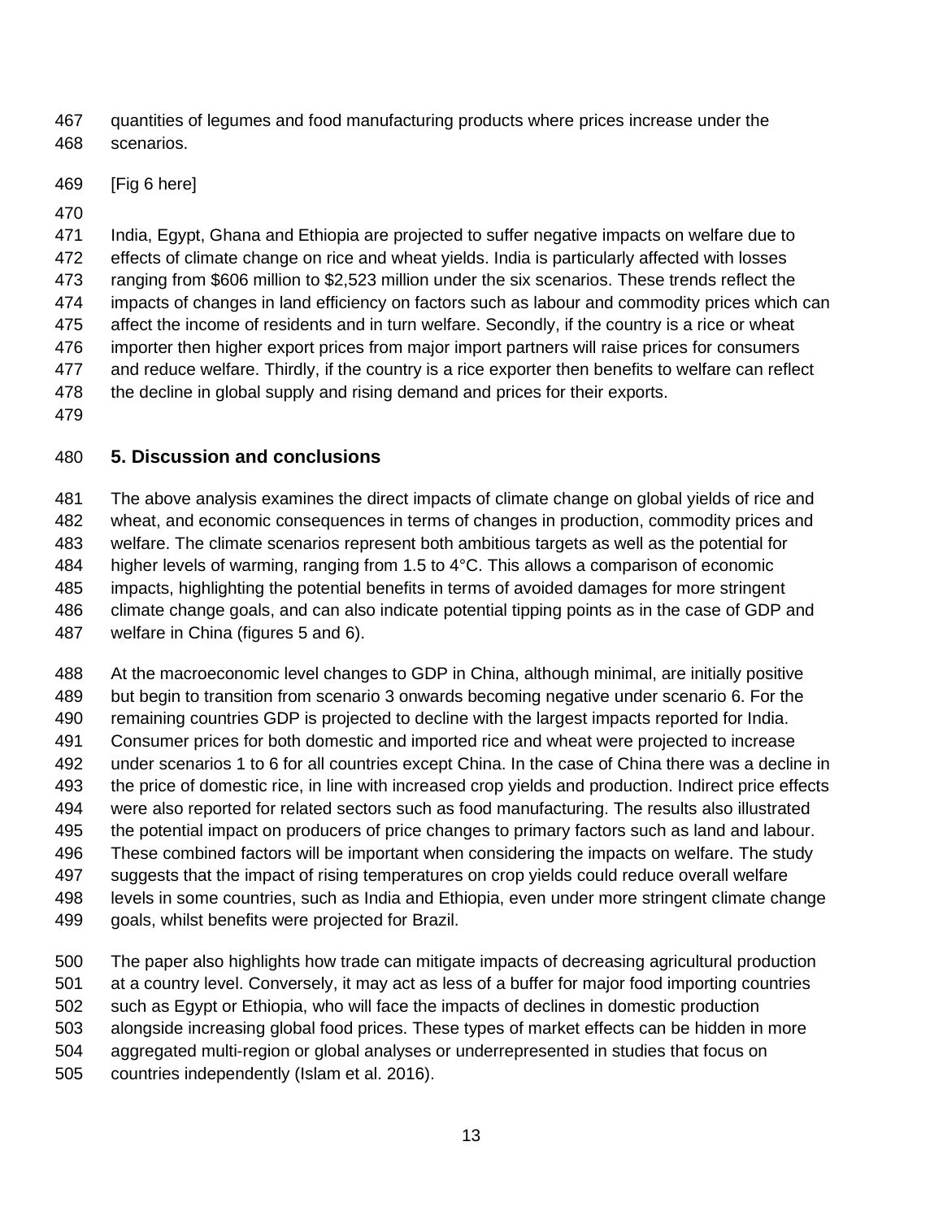quantities of legumes and food manufacturing products where prices increase under the scenarios.

[Fig 6 here]

India, Egypt, Ghana and Ethiopia are projected to suffer negative impacts on welfare due to effects of climate change on rice and wheat yields. India is particularly affected with losses ranging from $606 million to $2,523 million under the six scenarios. These trends reflect the impacts of changes in land efficiency on factors such as labour and commodity prices which can affect the income of residents and in turn welfare. Secondly, if the country is a rice or wheat importer then higher export prices from major import partners will raise prices for consumers and reduce welfare. Thirdly, if the country is a rice exporter then benefits to welfare can reflect the decline in global supply and rising demand and prices for their exports.

## 5. Discussion and conclusions

The above analysis examines the direct impacts of climate change on global yields of rice and wheat, and economic consequences in terms of changes in production, commodity prices and welfare. The climate scenarios represent both ambitious targets as well as the potential for higher levels of warming, ranging from 1.5 to 4°C. This allows a comparison of economic impacts, highlighting the potential benefits in terms of avoided damages for more stringent climate change goals, and can also indicate potential tipping points as in the case of GDP and welfare in China (figures 5 and 6).

At the macroeconomic level changes to GDP in China, although minimal, are initially positive but begin to transition from scenario 3 onwards becoming negative under scenario 6. For the remaining countries GDP is projected to decline with the largest impacts reported for India. Consumer prices for both domestic and imported rice and wheat were projected to increase under scenarios 1 to 6 for all countries except China. In the case of China there was a decline in the price of domestic rice, in line with increased crop yields and production. Indirect price effects were also reported for related sectors such as food manufacturing. The results also illustrated the potential impact on producers of price changes to primary factors such as land and labour. These combined factors will be important when considering the impacts on welfare. The study suggests that the impact of rising temperatures on crop yields could reduce overall welfare levels in some countries, such as India and Ethiopia, even under more stringent climate change goals, whilst benefits were projected for Brazil.

The paper also highlights how trade can mitigate impacts of decreasing agricultural production at a country level. Conversely, it may act as less of a buffer for major food importing countries such as Egypt or Ethiopia, who will face the impacts of declines in domestic production alongside increasing global food prices. These types of market effects can be hidden in more aggregated multi-region or global analyses or underrepresented in studies that focus on countries independently (Islam et al. 2016).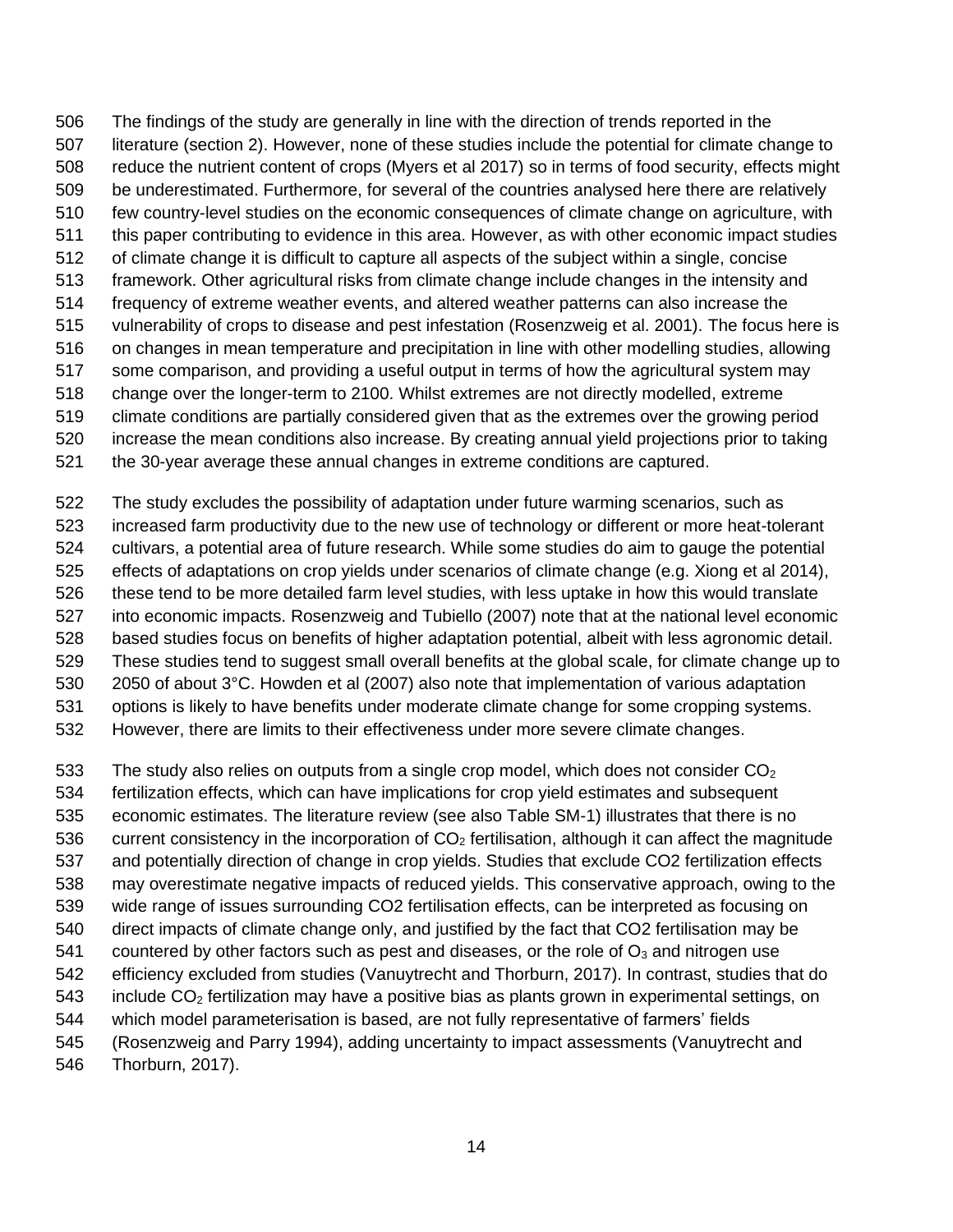The findings of the study are generally in line with the direction of trends reported in the literature (section 2). However, none of these studies include the potential for climate change to reduce the nutrient content of crops (Myers et al 2017) so in terms of food security, effects might be underestimated. Furthermore, for several of the countries analysed here there are relatively few country-level studies on the economic consequences of climate change on agriculture, with this paper contributing to evidence in this area. However, as with other economic impact studies of climate change it is difficult to capture all aspects of the subject within a single, concise framework. Other agricultural risks from climate change include changes in the intensity and frequency of extreme weather events, and altered weather patterns can also increase the vulnerability of crops to disease and pest infestation (Rosenzweig et al. 2001). The focus here is on changes in mean temperature and precipitation in line with other modelling studies, allowing some comparison, and providing a useful output in terms of how the agricultural system may change over the longer-term to 2100. Whilst extremes are not directly modelled, extreme climate conditions are partially considered given that as the extremes over the growing period increase the mean conditions also increase. By creating annual yield projections prior to taking the 30-year average these annual changes in extreme conditions are captured.

The study excludes the possibility of adaptation under future warming scenarios, such as increased farm productivity due to the new use of technology or different or more heat-tolerant cultivars, a potential area of future research. While some studies do aim to gauge the potential effects of adaptations on crop yields under scenarios of climate change (e.g. Xiong et al 2014), these tend to be more detailed farm level studies, with less uptake in how this would translate into economic impacts. Rosenzweig and Tubiello (2007) note that at the national level economic based studies focus on benefits of higher adaptation potential, albeit with less agronomic detail. These studies tend to suggest small overall benefits at the global scale, for climate change up to 2050 of about 3°C. Howden et al (2007) also note that implementation of various adaptation options is likely to have benefits under moderate climate change for some cropping systems. However, there are limits to their effectiveness under more severe climate changes.

The study also relies on outputs from a single crop model, which does not consider $CO_2$ fertilization effects, which can have implications for crop yield estimates and subsequent economic estimates. The literature review (see also Table SM-1) illustrates that there is no current consistency in the incorporation of $CO_2$ fertilisation, although it can affect the magnitude and potentially direction of change in crop yields. Studies that exclude CO2 fertilization effects may overestimate negative impacts of reduced yields. This conservative approach, owing to the wide range of issues surrounding CO2 fertilisation effects, can be interpreted as focusing on direct impacts of climate change only, and justified by the fact that CO2 fertilisation may be countered by other factors such as pest and diseases, or the role of $O_3$ and nitrogen use efficiency excluded from studies (Vanuytrecht and Thorburn, 2017). In contrast, studies that do include $CO_2$ fertilization may have a positive bias as plants grown in experimental settings, on which model parameterisation is based, are not fully representative of farmers' fields (Rosenzweig and Parry 1994), adding uncertainty to impact assessments (Vanuytrecht and Thorburn, 2017).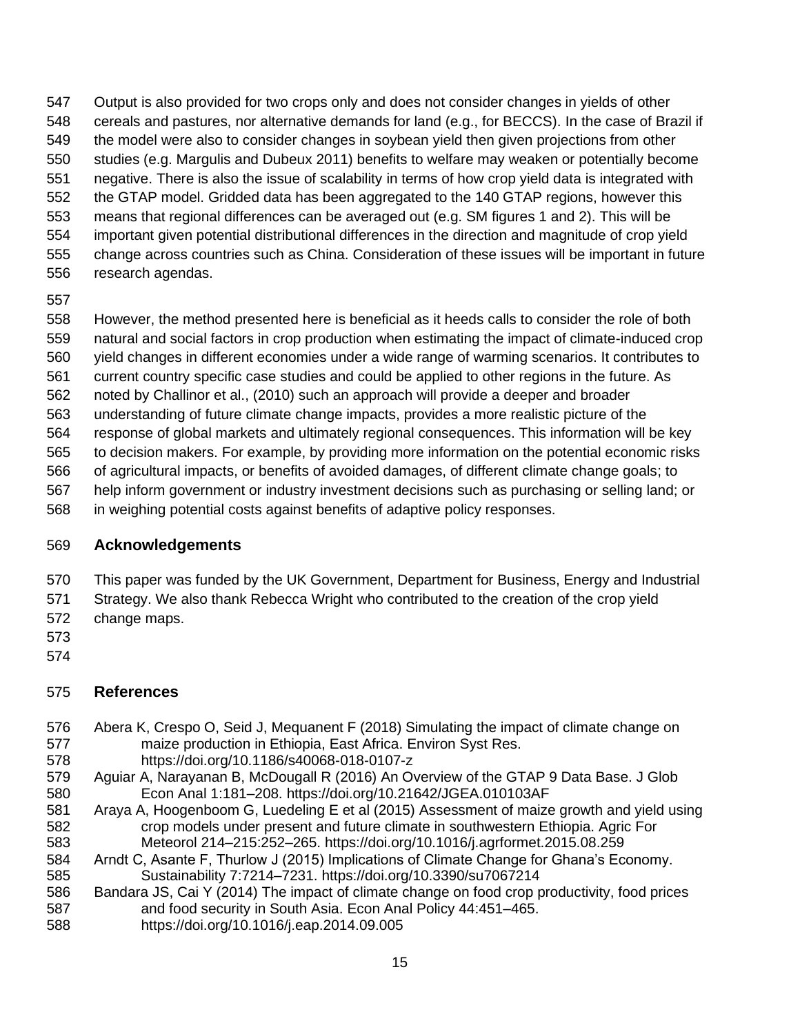Output is also provided for two crops only and does not consider changes in yields of other cereals and pastures, nor alternative demands for land (e.g., for BECCS). In the case of Brazil if the model were also to consider changes in soybean yield then given projections from other studies (e.g. Margulis and Dubeux 2011) benefits to welfare may weaken or potentially become negative. There is also the issue of scalability in terms of how crop yield data is integrated with the GTAP model. Gridded data has been aggregated to the 140 GTAP regions, however this means that regional differences can be averaged out (e.g. SM figures 1 and 2). This will be important given potential distributional differences in the direction and magnitude of crop yield change across countries such as China. Consideration of these issues will be important in future research agendas.

However, the method presented here is beneficial as it heeds calls to consider the role of both natural and social factors in crop production when estimating the impact of climate-induced crop yield changes in different economies under a wide range of warming scenarios. It contributes to current country specific case studies and could be applied to other regions in the future. As noted by Challinor et al., (2010) such an approach will provide a deeper and broader understanding of future climate change impacts, provides a more realistic picture of the response of global markets and ultimately regional consequences. This information will be key to decision makers. For example, by providing more information on the potential economic risks of agricultural impacts, or benefits of avoided damages, of different climate change goals; to help inform government or industry investment decisions such as purchasing or selling land; or in weighing potential costs against benefits of adaptive policy responses.

## Acknowledgements

This paper was funded by the UK Government, Department for Business, Energy and Industrial Strategy. We also thank Rebecca Wright who contributed to the creation of the crop yield change maps.

## References

Abera K, Crespo O, Seid J, Mequanent F (2018) Simulating the impact of climate change on maize production in Ethiopia, East Africa. Environ Syst Res. https://doi.org/10.1186/s40068-018-0107-z

Aguiar A, Narayanan B, McDougall R (2016) An Overview of the GTAP 9 Data Base. J Glob Econ Anal 1:181–208. https://doi.org/10.21642/JGEA.010103AF

Araya A, Hoogenboom G, Luedeling E et al (2015) Assessment of maize growth and yield using crop models under present and future climate in southwestern Ethiopia. Agric For Meteorol 214–215:252–265. https://doi.org/10.1016/j.agrformet.2015.08.259

Arndt C, Asante F, Thurlow J (2015) Implications of Climate Change for Ghana's Economy. Sustainability 7:7214–7231. https://doi.org/10.3390/su7067214

Bandara JS, Cai Y (2014) The impact of climate change on food crop productivity, food prices and food security in South Asia. Econ Anal Policy 44:451–465. https://doi.org/10.1016/j.eap.2014.09.005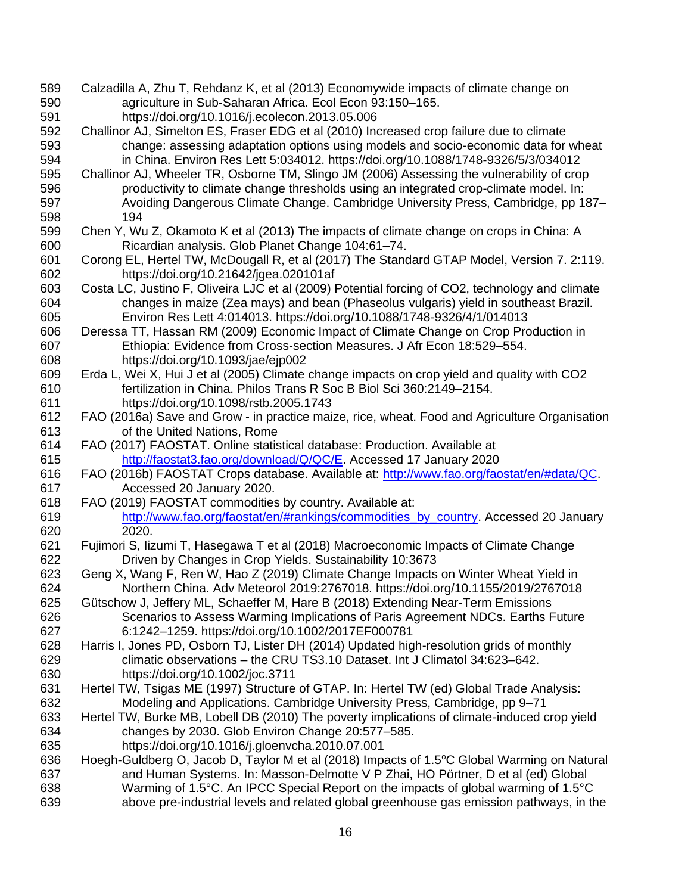Calzadilla A, Zhu T, Rehdanz K, et al (2013) Economywide impacts of climate change on agriculture in Sub-Saharan Africa. Ecol Econ 93:150–165. https://doi.org/10.1016/j.ecolecon.2013.05.006

Challinor AJ, Simelton ES, Fraser EDG et al (2010) Increased crop failure due to climate change: assessing adaptation options using models and socio-economic data for wheat in China. Environ Res Lett 5:034012. https://doi.org/10.1088/1748-9326/5/3/034012

Challinor AJ, Wheeler TR, Osborne TM, Slingo JM (2006) Assessing the vulnerability of crop productivity to climate change thresholds using an integrated crop-climate model. In: Avoiding Dangerous Climate Change. Cambridge University Press, Cambridge, pp 187–194

Chen Y, Wu Z, Okamoto K et al (2013) The impacts of climate change on crops in China: A Ricardian analysis. Glob Planet Change 104:61–74.

Corong EL, Hertel TW, McDougall R, et al (2017) The Standard GTAP Model, Version 7. 2:119. https://doi.org/10.21642/jgea.020101af

Costa LC, Justino F, Oliveira LJC et al (2009) Potential forcing of CO2, technology and climate changes in maize (Zea mays) and bean (Phaseolus vulgaris) yield in southeast Brazil. Environ Res Lett 4:014013. https://doi.org/10.1088/1748-9326/4/1/014013

Deressa TT, Hassan RM (2009) Economic Impact of Climate Change on Crop Production in Ethiopia: Evidence from Cross-section Measures. J Afr Econ 18:529–554. https://doi.org/10.1093/jae/ejp002

Erda L, Wei X, Hui J et al (2005) Climate change impacts on crop yield and quality with CO2 fertilization in China. Philos Trans R Soc B Biol Sci 360:2149–2154. https://doi.org/10.1098/rstb.2005.1743

FAO (2016a) Save and Grow - in practice maize, rice, wheat. Food and Agriculture Organisation of the United Nations, Rome

FAO (2017) FAOSTAT. Online statistical database: Production. Available at http://faostat3.fao.org/download/Q/QC/E. Accessed 17 January 2020

FAO (2016b) FAOSTAT Crops database. Available at: http://www.fao.org/faostat/en/#data/QC. Accessed 20 January 2020.

FAO (2019) FAOSTAT commodities by country. Available at: http://www.fao.org/faostat/en/#rankings/commodities_by_country. Accessed 20 January 2020.

Fujimori S, Iizumi T, Hasegawa T et al (2018) Macroeconomic Impacts of Climate Change Driven by Changes in Crop Yields. Sustainability 10:3673

Geng X, Wang F, Ren W, Hao Z (2019) Climate Change Impacts on Winter Wheat Yield in Northern China. Adv Meteorol 2019:2767018. https://doi.org/10.1155/2019/2767018

Gütschow J, Jeffery ML, Schaeffer M, Hare B (2018) Extending Near-Term Emissions Scenarios to Assess Warming Implications of Paris Agreement NDCs. Earths Future 6:1242–1259. https://doi.org/10.1002/2017EF000781

Harris I, Jones PD, Osborn TJ, Lister DH (2014) Updated high-resolution grids of monthly climatic observations – the CRU TS3.10 Dataset. Int J Climatol 34:623–642. https://doi.org/10.1002/joc.3711

Hertel TW, Tsigas ME (1997) Structure of GTAP. In: Hertel TW (ed) Global Trade Analysis: Modeling and Applications. Cambridge University Press, Cambridge, pp 9–71

Hertel TW, Burke MB, Lobell DB (2010) The poverty implications of climate-induced crop yield changes by 2030. Glob Environ Change 20:577–585. https://doi.org/10.1016/j.gloenvcha.2010.07.001

Hoegh-Guldberg O, Jacob D, Taylor M et al (2018) Impacts of 1.5ºC Global Warming on Natural and Human Systems. In: Masson-Delmotte V P Zhai, HO Pörtner, D et al (ed) Global Warming of 1.5°C. An IPCC Special Report on the impacts of global warming of 1.5°C above pre-industrial levels and related global greenhouse gas emission pathways, in the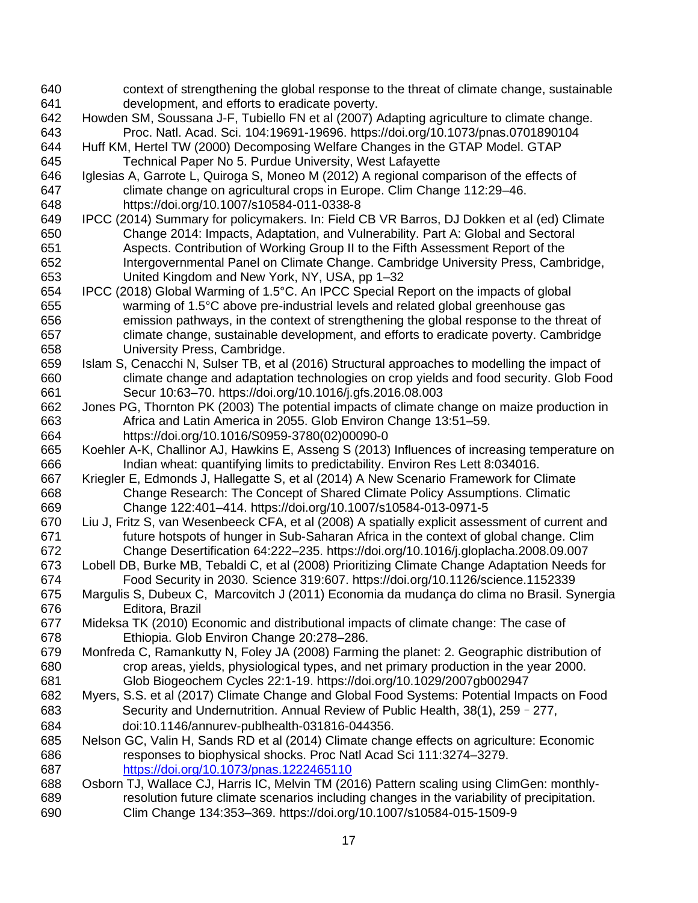context of strengthening the global response to the threat of climate change, sustainable development, and efforts to eradicate poverty.

Howden SM, Soussana J-F, Tubiello FN et al (2007) Adapting agriculture to climate change. Proc. Natl. Acad. Sci. 104:19691-19696. https://doi.org/10.1073/pnas.0701890104

Huff KM, Hertel TW (2000) Decomposing Welfare Changes in the GTAP Model. GTAP Technical Paper No 5. Purdue University, West Lafayette

Iglesias A, Garrote L, Quiroga S, Moneo M (2012) A regional comparison of the effects of climate change on agricultural crops in Europe. Clim Change 112:29–46. https://doi.org/10.1007/s10584-011-0338-8

IPCC (2014) Summary for policymakers. In: Field CB VR Barros, DJ Dokken et al (ed) Climate Change 2014: Impacts, Adaptation, and Vulnerability. Part A: Global and Sectoral Aspects. Contribution of Working Group II to the Fifth Assessment Report of the Intergovernmental Panel on Climate Change. Cambridge University Press, Cambridge, United Kingdom and New York, NY, USA, pp 1–32

IPCC (2018) Global Warming of 1.5°C. An IPCC Special Report on the impacts of global warming of 1.5°C above pre-industrial levels and related global greenhouse gas emission pathways, in the context of strengthening the global response to the threat of climate change, sustainable development, and efforts to eradicate poverty. Cambridge University Press, Cambridge.

Islam S, Cenacchi N, Sulser TB, et al (2016) Structural approaches to modelling the impact of climate change and adaptation technologies on crop yields and food security. Glob Food Secur 10:63–70. https://doi.org/10.1016/j.gfs.2016.08.003

Jones PG, Thornton PK (2003) The potential impacts of climate change on maize production in Africa and Latin America in 2055. Glob Environ Change 13:51–59. https://doi.org/10.1016/S0959-3780(02)00090-0

Koehler A-K, Challinor AJ, Hawkins E, Asseng S (2013) Influences of increasing temperature on Indian wheat: quantifying limits to predictability. Environ Res Lett 8:034016.

Kriegler E, Edmonds J, Hallegatte S, et al (2014) A New Scenario Framework for Climate Change Research: The Concept of Shared Climate Policy Assumptions. Climatic Change 122:401–414. https://doi.org/10.1007/s10584-013-0971-5

Liu J, Fritz S, van Wesenbeeck CFA, et al (2008) A spatially explicit assessment of current and future hotspots of hunger in Sub-Saharan Africa in the context of global change. Clim Change Desertification 64:222–235. https://doi.org/10.1016/j.gloplacha.2008.09.007

Lobell DB, Burke MB, Tebaldi C, et al (2008) Prioritizing Climate Change Adaptation Needs for Food Security in 2030. Science 319:607. https://doi.org/10.1126/science.1152339

Margulis S, Dubeux C, Marcovitch J (2011) Economia da mudança do clima no Brasil. Synergia Editora, Brazil

Mideksa TK (2010) Economic and distributional impacts of climate change: The case of Ethiopia. Glob Environ Change 20:278–286.

Monfreda C, Ramankutty N, Foley JA (2008) Farming the planet: 2. Geographic distribution of crop areas, yields, physiological types, and net primary production in the year 2000. Glob Biogeochem Cycles 22:1-19. https://doi.org/10.1029/2007gb002947

Myers, S.S. et al (2017) Climate Change and Global Food Systems: Potential Impacts on Food Security and Undernutrition. Annual Review of Public Health, 38(1), 259 – 277, doi:10.1146/annurev-publhealth-031816-044356.

Nelson GC, Valin H, Sands RD et al (2014) Climate change effects on agriculture: Economic responses to biophysical shocks. Proc Natl Acad Sci 111:3274–3279. https://doi.org/10.1073/pnas.1222465110

Osborn TJ, Wallace CJ, Harris IC, Melvin TM (2016) Pattern scaling using ClimGen: monthly-resolution future climate scenarios including changes in the variability of precipitation. Clim Change 134:353–369. https://doi.org/10.1007/s10584-015-1509-9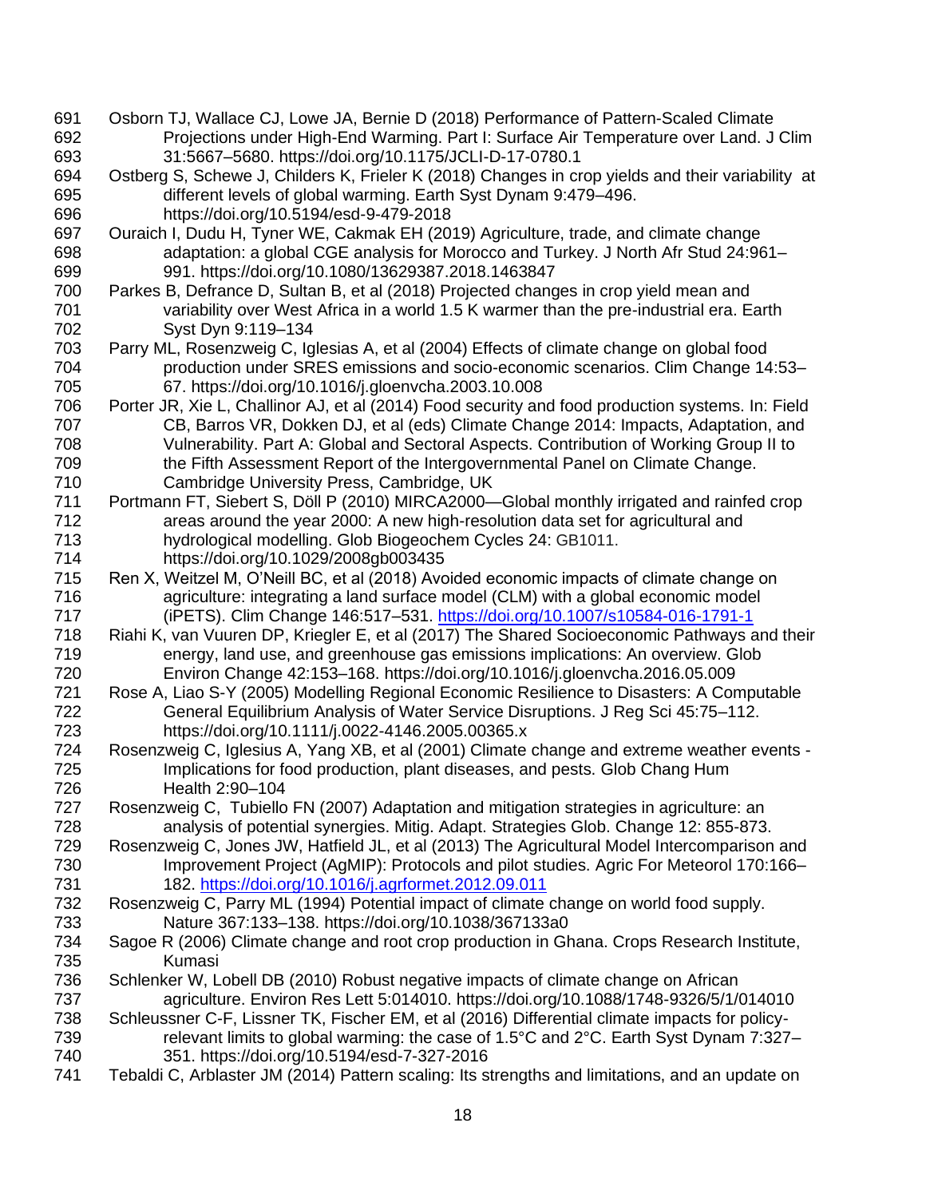Osborn TJ, Wallace CJ, Lowe JA, Bernie D (2018) Performance of Pattern-Scaled Climate Projections under High-End Warming. Part I: Surface Air Temperature over Land. J Clim 31:5667–5680. https://doi.org/10.1175/JCLI-D-17-0780.1

Ostberg S, Schewe J, Childers K, Frieler K (2018) Changes in crop yields and their variability at different levels of global warming. Earth Syst Dynam 9:479–496. https://doi.org/10.5194/esd-9-479-2018

Ouraich I, Dudu H, Tyner WE, Cakmak EH (2019) Agriculture, trade, and climate change adaptation: a global CGE analysis for Morocco and Turkey. J North Afr Stud 24:961–991. https://doi.org/10.1080/13629387.2018.1463847

Parkes B, Defrance D, Sultan B, et al (2018) Projected changes in crop yield mean and variability over West Africa in a world 1.5 K warmer than the pre-industrial era. Earth Syst Dyn 9:119–134

Parry ML, Rosenzweig C, Iglesias A, et al (2004) Effects of climate change on global food production under SRES emissions and socio-economic scenarios. Clim Change 14:53–67. https://doi.org/10.1016/j.gloenvcha.2003.10.008

Porter JR, Xie L, Challinor AJ, et al (2014) Food security and food production systems. In: Field CB, Barros VR, Dokken DJ, et al (eds) Climate Change 2014: Impacts, Adaptation, and Vulnerability. Part A: Global and Sectoral Aspects. Contribution of Working Group II to the Fifth Assessment Report of the Intergovernmental Panel on Climate Change. Cambridge University Press, Cambridge, UK

Portmann FT, Siebert S, Döll P (2010) MIRCA2000—Global monthly irrigated and rainfed crop areas around the year 2000: A new high-resolution data set for agricultural and hydrological modelling. Glob Biogeochem Cycles 24: GB1011. https://doi.org/10.1029/2008gb003435

Ren X, Weitzel M, O'Neill BC, et al (2018) Avoided economic impacts of climate change on agriculture: integrating a land surface model (CLM) with a global economic model (iPETS). Clim Change 146:517–531. https://doi.org/10.1007/s10584-016-1791-1

Riahi K, van Vuuren DP, Kriegler E, et al (2017) The Shared Socioeconomic Pathways and their energy, land use, and greenhouse gas emissions implications: An overview. Glob Environ Change 42:153–168. https://doi.org/10.1016/j.gloenvcha.2016.05.009

Rose A, Liao S-Y (2005) Modelling Regional Economic Resilience to Disasters: A Computable General Equilibrium Analysis of Water Service Disruptions. J Reg Sci 45:75–112. https://doi.org/10.1111/j.0022-4146.2005.00365.x

Rosenzweig C, Iglesius A, Yang XB, et al (2001) Climate change and extreme weather events - Implications for food production, plant diseases, and pests. Glob Chang Hum Health 2:90–104

Rosenzweig C, Tubiello FN (2007) Adaptation and mitigation strategies in agriculture: an analysis of potential synergies. Mitig. Adapt. Strategies Glob. Change 12: 855-873.

Rosenzweig C, Jones JW, Hatfield JL, et al (2013) The Agricultural Model Intercomparison and Improvement Project (AgMIP): Protocols and pilot studies. Agric For Meteorol 170:166–182. https://doi.org/10.1016/j.agrformet.2012.09.011

Rosenzweig C, Parry ML (1994) Potential impact of climate change on world food supply. Nature 367:133–138. https://doi.org/10.1038/367133a0

Sagoe R (2006) Climate change and root crop production in Ghana. Crops Research Institute, Kumasi

Schlenker W, Lobell DB (2010) Robust negative impacts of climate change on African agriculture. Environ Res Lett 5:014010. https://doi.org/10.1088/1748-9326/5/1/014010

Schleussner C-F, Lissner TK, Fischer EM, et al (2016) Differential climate impacts for policy-relevant limits to global warming: the case of 1.5°C and 2°C. Earth Syst Dynam 7:327–351. https://doi.org/10.5194/esd-7-327-2016

Tebaldi C, Arblaster JM (2014) Pattern scaling: Its strengths and limitations, and an update on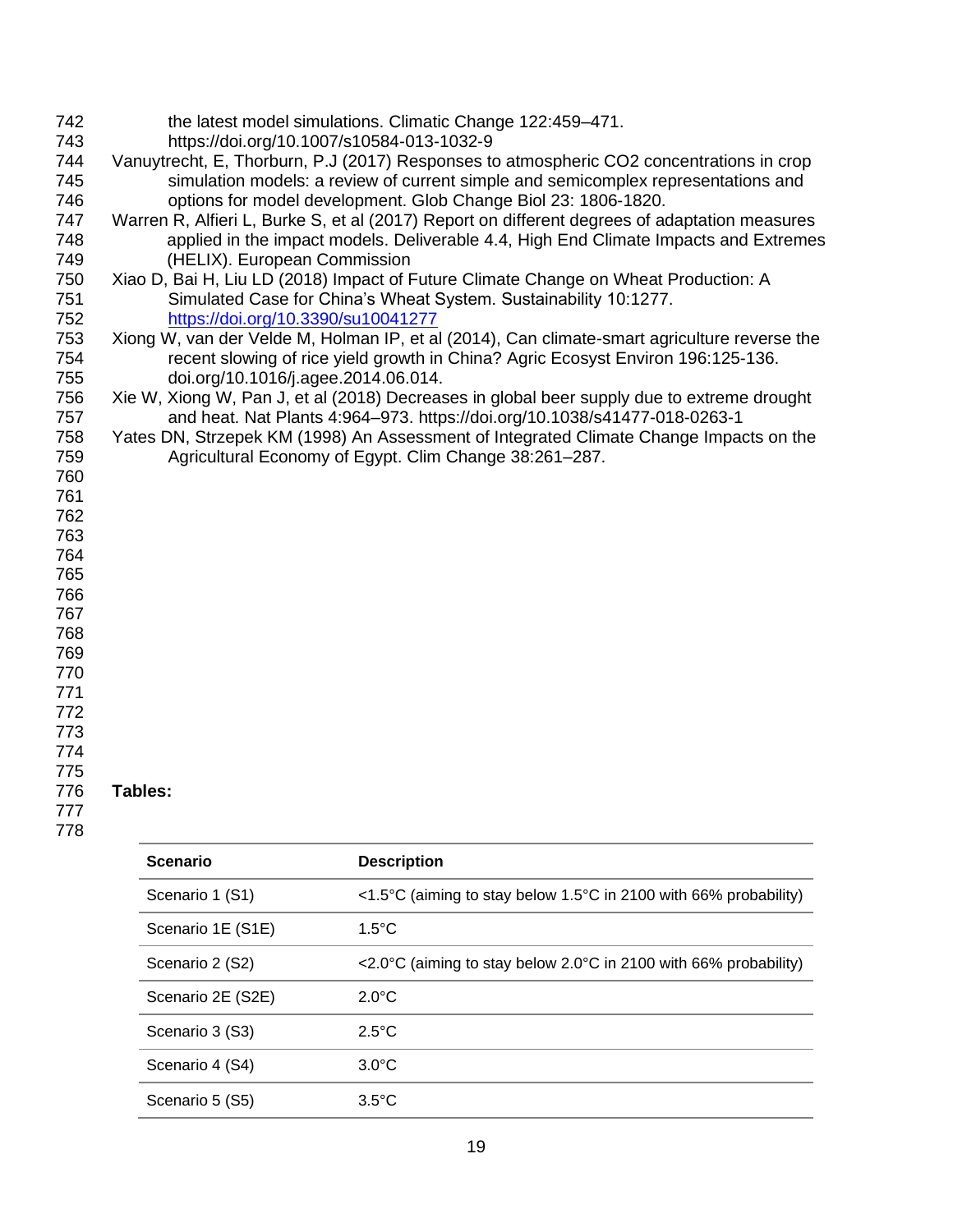the latest model simulations. Climatic Change 122:459–471. https://doi.org/10.1007/s10584-013-1032-9

Vanuytrecht, E, Thorburn, P.J (2017) Responses to atmospheric CO2 concentrations in crop simulation models: a review of current simple and semicomplex representations and options for model development. Glob Change Biol 23: 1806-1820.

Warren R, Alfieri L, Burke S, et al (2017) Report on different degrees of adaptation measures applied in the impact models. Deliverable 4.4, High End Climate Impacts and Extremes (HELIX). European Commission

Xiao D, Bai H, Liu LD (2018) Impact of Future Climate Change on Wheat Production: A Simulated Case for China's Wheat System. Sustainability 10:1277. https://doi.org/10.3390/su10041277

Xiong W, van der Velde M, Holman IP, et al (2014), Can climate-smart agriculture reverse the recent slowing of rice yield growth in China? Agric Ecosyst Environ 196:125-136. doi.org/10.1016/j.agee.2014.06.014.

Xie W, Xiong W, Pan J, et al (2018) Decreases in global beer supply due to extreme drought and heat. Nat Plants 4:964–973. https://doi.org/10.1038/s41477-018-0263-1

Yates DN, Strzepek KM (1998) An Assessment of Integrated Climate Change Impacts on the Agricultural Economy of Egypt. Clim Change 38:261–287.

**Tables:**

| Scenario | Description |
|---|---|
| Scenario 1 (S1) | <1.5°C (aiming to stay below 1.5°C in 2100 with 66% probability) |
| Scenario 1E (S1E) | 1.5°C |
| Scenario 2 (S2) | <2.0°C (aiming to stay below 2.0°C in 2100 with 66% probability) |
| Scenario 2E (S2E) | 2.0°C |
| Scenario 3 (S3) | 2.5°C |
| Scenario 4 (S4) | 3.0°C |
| Scenario 5 (S5) | 3.5°C |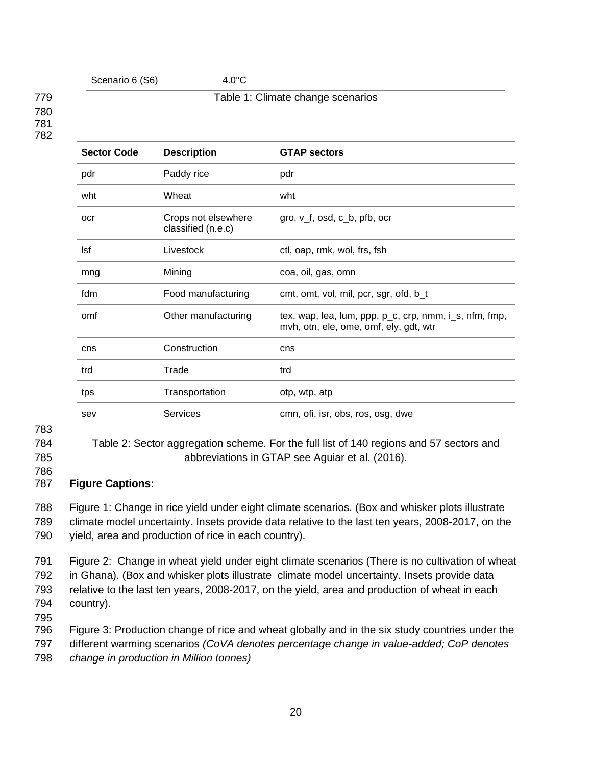| Scenario 6 (S6) | 4.0°C |
|---|---|

Table 1: Climate change scenarios

| Sector Code | Description | GTAP sectors |
|---|---|---|
| pdr | Paddy rice | pdr |
| wht | Wheat | wht |
| ocr | Crops not elsewhere classified (n.e.c) | gro, v_f, osd, c_b, pfb, ocr |
| lsf | Livestock | ctl, oap, rmk, wol, frs, fsh |
| mng | Mining | coa, oil, gas, omn |
| fdm | Food manufacturing | cmt, omt, vol, mil, pcr, sgr, ofd, b_t |
| omf | Other manufacturing | tex, wap, lea, lum, ppp, p_c, crp, nmm, i_s, nfm, fmp, mvh, otn, ele, ome, omf, ely, gdt, wtr |
| cns | Construction | cns |
| trd | Trade | trd |
| tps | Transportation | otp, wtp, atp |
| sev | Services | cmn, ofi, isr, obs, ros, osg, dwe |

Table 2: Sector aggregation scheme. For the full list of 140 regions and 57 sectors and abbreviations in GTAP see Aguiar et al. (2016).

**Figure Captions:**

Figure 1: Change in rice yield under eight climate scenarios. (Box and whisker plots illustrate climate model uncertainty. Insets provide data relative to the last ten years, 2008-2017, on the yield, area and production of rice in each country).

Figure 2: Change in wheat yield under eight climate scenarios (There is no cultivation of wheat in Ghana). (Box and whisker plots illustrate climate model uncertainty. Insets provide data relative to the last ten years, 2008-2017, on the yield, area and production of wheat in each country).

Figure 3: Production change of rice and wheat globally and in the six study countries under the different warming scenarios *(CoVA denotes percentage change in value-added; CoP denotes change in production in Million tonnes)*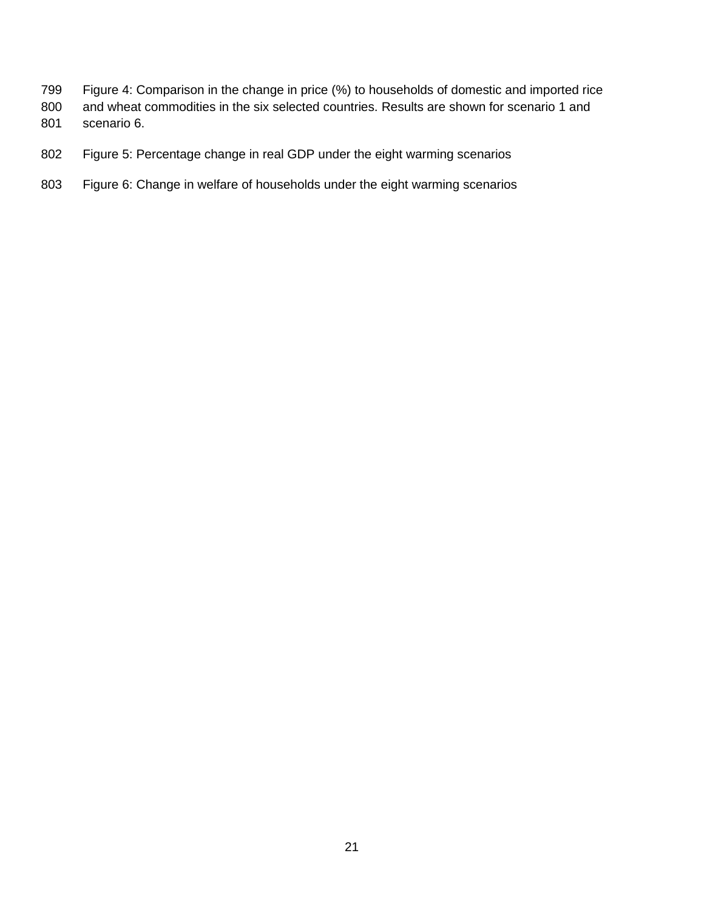Figure 4: Comparison in the change in price (%) to households of domestic and imported rice and wheat commodities in the six selected countries. Results are shown for scenario 1 and scenario 6.

Figure 5: Percentage change in real GDP under the eight warming scenarios

Figure 6: Change in welfare of households under the eight warming scenarios